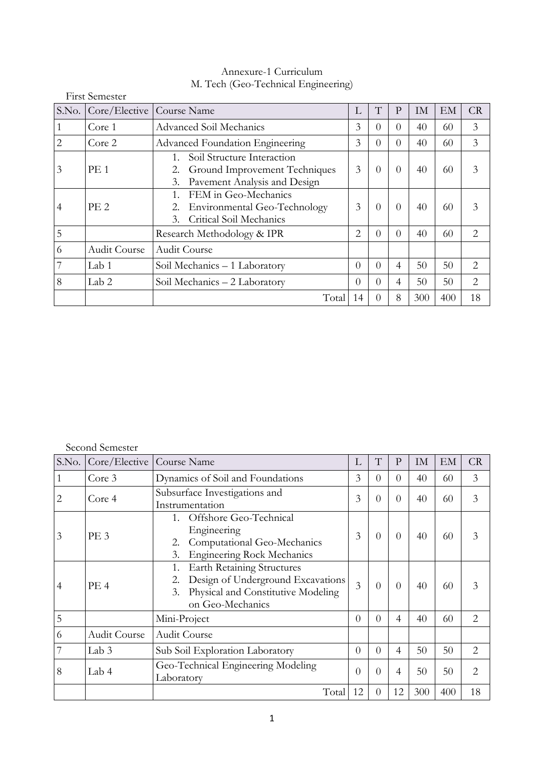Annexure-1 Curriculum

M. Tech (Geo-Technical Engineering)

First Semester

| S.No. | Core/Elective | Course Name | L | T | P | IM | EM | CR |
|---|---|---|---|---|---|---|---|---|
| 1 | Core 1 | Advanced Soil Mechanics | 3 | 0 | 0 | 40 | 60 | 3 |
| 2 | Core 2 | Advanced Foundation Engineering | 3 | 0 | 0 | 40 | 60 | 3 |
| 3 | PE 1 | 1. Soil Structure Interaction<br>2. Ground Improvement Techniques<br>3. Pavement Analysis and Design | 3 | 0 | 0 | 40 | 60 | 3 |
| 4 | PE 2 | 1. FEM in Geo-Mechanics<br>2. Environmental Geo-Technology<br>3. Critical Soil Mechanics | 3 | 0 | 0 | 40 | 60 | 3 |
| 5 | | Research Methodology & IPR | 2 | 0 | 0 | 40 | 60 | 2 |
| 6 | Audit Course | Audit Course | | | | | | |
| 7 | Lab 1 | Soil Mechanics – 1 Laboratory | 0 | 0 | 4 | 50 | 50 | 2 |
| 8 | Lab 2 | Soil Mechanics – 2 Laboratory | 0 | 0 | 4 | 50 | 50 | 2 |
| | | Total | 14 | 0 | 8 | 300 | 400 | 18 |

Second Semester

| S.No. | Core/Elective | Course Name | L | T | P | IM | EM | CR |
|---|---|---|---|---|---|---|---|---|
| 1 | Core 3 | Dynamics of Soil and Foundations | 3 | 0 | 0 | 40 | 60 | 3 |
| 2 | Core 4 | Subsurface Investigations and Instrumentation | 3 | 0 | 0 | 40 | 60 | 3 |
| 3 | PE 3 | 1. Offshore Geo-Technical Engineering<br>2. Computational Geo-Mechanics<br>3. Engineering Rock Mechanics | 3 | 0 | 0 | 40 | 60 | 3 |
| 4 | PE 4 | 1. Earth Retaining Structures<br>2. Design of Underground Excavations<br>3. Physical and Constitutive Modeling on Geo-Mechanics | 3 | 0 | 0 | 40 | 60 | 3 |
| 5 | | Mini-Project | 0 | 0 | 4 | 40 | 60 | 2 |
| 6 | Audit Course | Audit Course | | | | | | |
| 7 | Lab 3 | Sub Soil Exploration Laboratory | 0 | 0 | 4 | 50 | 50 | 2 |
| 8 | Lab 4 | Geo-Technical Engineering Modeling Laboratory | 0 | 0 | 4 | 50 | 50 | 2 |
| | | Total | 12 | 0 | 12 | 300 | 400 | 18 |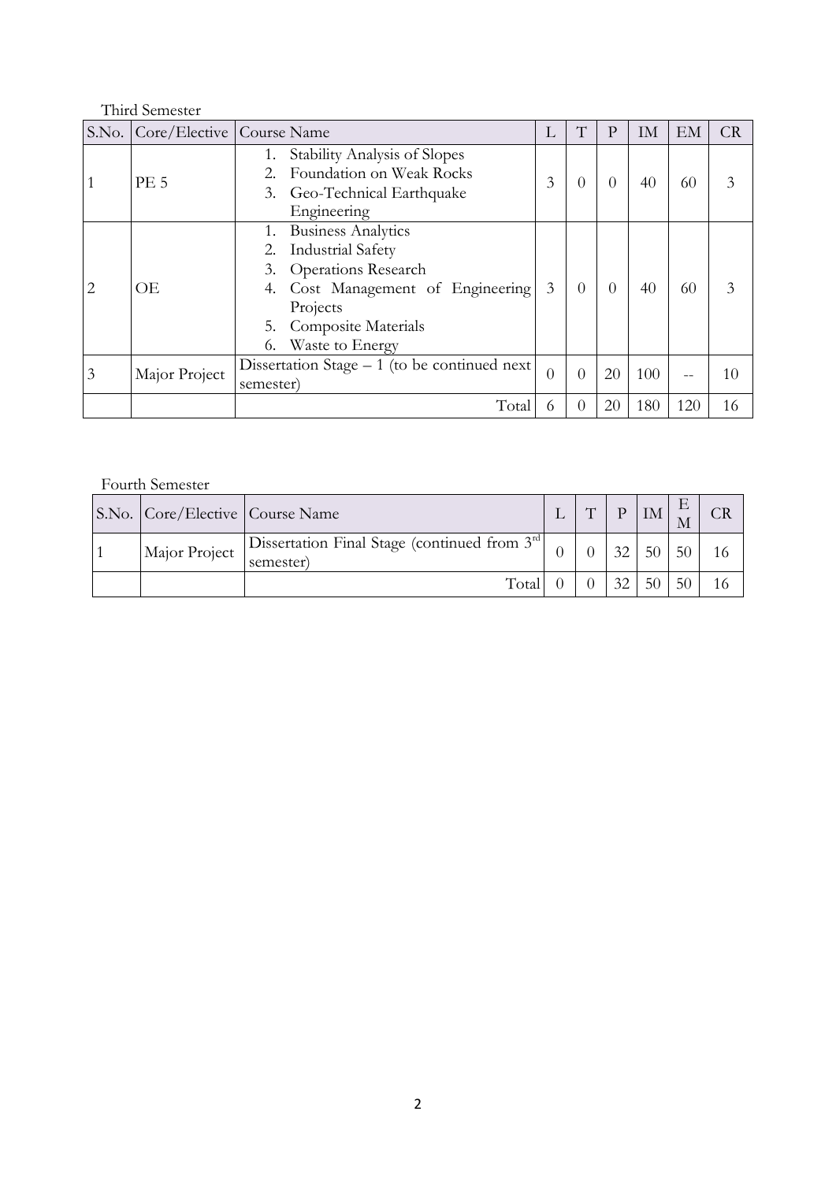Third Semester

| S.No. | Core/Elective | Course Name | L | T | P | IM | EM | CR |
|---|---|---|---|---|---|---|---|---|
| 1 | PE 5 | 1. Stability Analysis of Slopes<br>2. Foundation on Weak Rocks<br>3. Geo-Technical Earthquake Engineering | 3 | 0 | 0 | 40 | 60 | 3 |
| 2 | OE | 1. Business Analytics<br>2. Industrial Safety<br>3. Operations Research<br>4. Cost Management of Engineering Projects<br>5. Composite Materials<br>6. Waste to Energy | 3 | 0 | 0 | 40 | 60 | 3 |
| 3 | Major Project | Dissertation Stage – 1 (to be continued next semester) | 0 | 0 | 20 | 100 | -- | 10 |
| | | Total | 6 | 0 | 20 | 180 | 120 | 16 |

Fourth Semester

| S.No. | Core/Elective | Course Name | L | T | P | IM | EM | CR |
|---|---|---|---|---|---|---|---|---|
| 1 | Major Project | Dissertation Final Stage (continued from 3rd semester) | 0 | 0 | 32 | 50 | 50 | 16 |
| | | Total | 0 | 0 | 32 | 50 | 50 | 16 |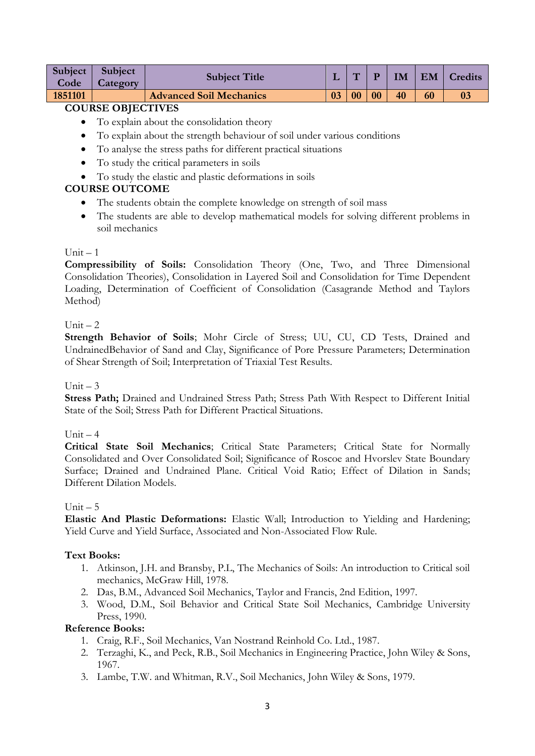| Subject Code | Subject Category | Subject Title | L | T | P | IM | EM | Credits |
|---|---|---|---|---|---|---|---|---|
| 1851101 | | Advanced Soil Mechanics | 03 | 00 | 00 | 40 | 60 | 03 |

**COURSE OBJECTIVES**

- To explain about the consolidation theory
- To explain about the strength behaviour of soil under various conditions
- To analyse the stress paths for different practical situations
- To study the critical parameters in soils
- To study the elastic and plastic deformations in soils

**COURSE OUTCOME**

- The students obtain the complete knowledge on strength of soil mass
- The students are able to develop mathematical models for solving different problems in soil mechanics

Unit – 1

**Compressibility of Soils:** Consolidation Theory (One, Two, and Three Dimensional Consolidation Theories), Consolidation in Layered Soil and Consolidation for Time Dependent Loading, Determination of Coefficient of Consolidation (Casagrande Method and Taylors Method)

Unit – 2

**Strength Behavior of Soils**; Mohr Circle of Stress; UU, CU, CD Tests, Drained and UndrainedBehavior of Sand and Clay, Significance of Pore Pressure Parameters; Determination of Shear Strength of Soil; Interpretation of Triaxial Test Results.

Unit – 3

**Stress Path;** Drained and Undrained Stress Path; Stress Path With Respect to Different Initial State of the Soil; Stress Path for Different Practical Situations.

Unit – 4

**Critical State Soil Mechanics**; Critical State Parameters; Critical State for Normally Consolidated and Over Consolidated Soil; Significance of Roscoe and Hvorslev State Boundary Surface; Drained and Undrained Plane. Critical Void Ratio; Effect of Dilation in Sands; Different Dilation Models.

Unit – 5

**Elastic And Plastic Deformations:** Elastic Wall; Introduction to Yielding and Hardening; Yield Curve and Yield Surface, Associated and Non-Associated Flow Rule.

**Text Books:**

1. Atkinson, J.H. and Bransby, P.L, The Mechanics of Soils: An introduction to Critical soil mechanics, McGraw Hill, 1978.
2. Das, B.M., Advanced Soil Mechanics, Taylor and Francis, 2nd Edition, 1997.
3. Wood, D.M., Soil Behavior and Critical State Soil Mechanics, Cambridge University Press, 1990.

**Reference Books:**

1. Craig, R.F., Soil Mechanics, Van Nostrand Reinhold Co. Ltd., 1987.
2. Terzaghi, K., and Peck, R.B., Soil Mechanics in Engineering Practice, John Wiley & Sons, 1967.
3. Lambe, T.W. and Whitman, R.V., Soil Mechanics, John Wiley & Sons, 1979.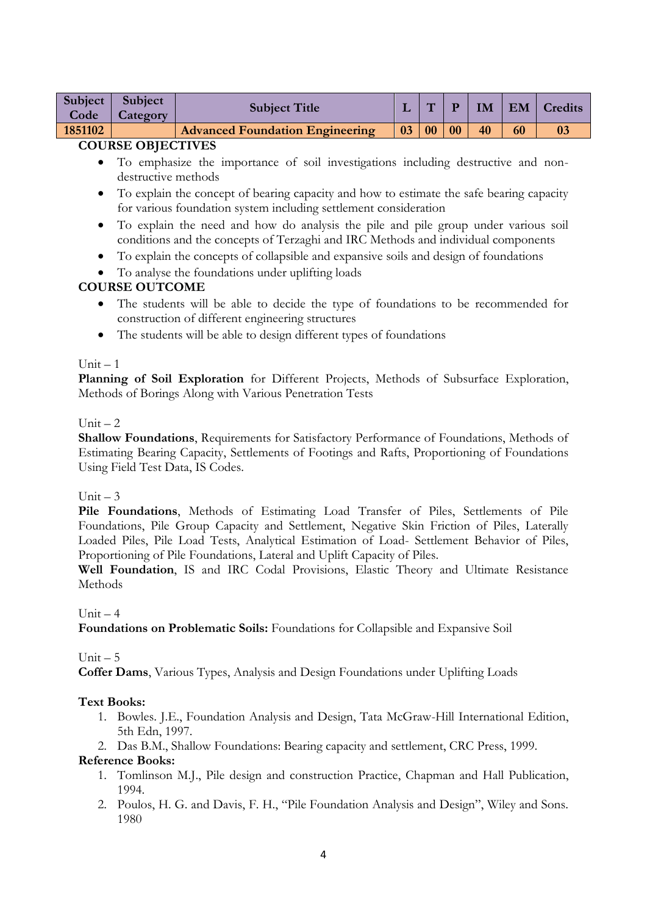| Subject Code | Subject Category | Subject Title | L | T | P | IM | EM | Credits |
|---|---|---|---|---|---|---|---|---|
| 1851102 | | Advanced Foundation Engineering | 03 | 00 | 00 | 40 | 60 | 03 |

**COURSE OBJECTIVES**

- To emphasize the importance of soil investigations including destructive and non-destructive methods
- To explain the concept of bearing capacity and how to estimate the safe bearing capacity for various foundation system including settlement consideration
- To explain the need and how do analysis the pile and pile group under various soil conditions and the concepts of Terzaghi and IRC Methods and individual components
- To explain the concepts of collapsible and expansive soils and design of foundations
- To analyse the foundations under uplifting loads

**COURSE OUTCOME**

- The students will be able to decide the type of foundations to be recommended for construction of different engineering structures
- The students will be able to design different types of foundations

Unit – 1

**Planning of Soil Exploration** for Different Projects, Methods of Subsurface Exploration, Methods of Borings Along with Various Penetration Tests

Unit – 2

**Shallow Foundations**, Requirements for Satisfactory Performance of Foundations, Methods of Estimating Bearing Capacity, Settlements of Footings and Rafts, Proportioning of Foundations Using Field Test Data, IS Codes.

Unit – 3

**Pile Foundations**, Methods of Estimating Load Transfer of Piles, Settlements of Pile Foundations, Pile Group Capacity and Settlement, Negative Skin Friction of Piles, Laterally Loaded Piles, Pile Load Tests, Analytical Estimation of Load- Settlement Behavior of Piles, Proportioning of Pile Foundations, Lateral and Uplift Capacity of Piles.

**Well Foundation**, IS and IRC Codal Provisions, Elastic Theory and Ultimate Resistance Methods

Unit – 4

**Foundations on Problematic Soils:** Foundations for Collapsible and Expansive Soil

Unit – 5

**Coffer Dams**, Various Types, Analysis and Design Foundations under Uplifting Loads

**Text Books:**

1. Bowles. J.E., Foundation Analysis and Design, Tata McGraw-Hill International Edition, 5th Edn, 1997.
2. Das B.M., Shallow Foundations: Bearing capacity and settlement, CRC Press, 1999.

**Reference Books:**

1. Tomlinson M.J., Pile design and construction Practice, Chapman and Hall Publication, 1994.
2. Poulos, H. G. and Davis, F. H., "Pile Foundation Analysis and Design", Wiley and Sons. 1980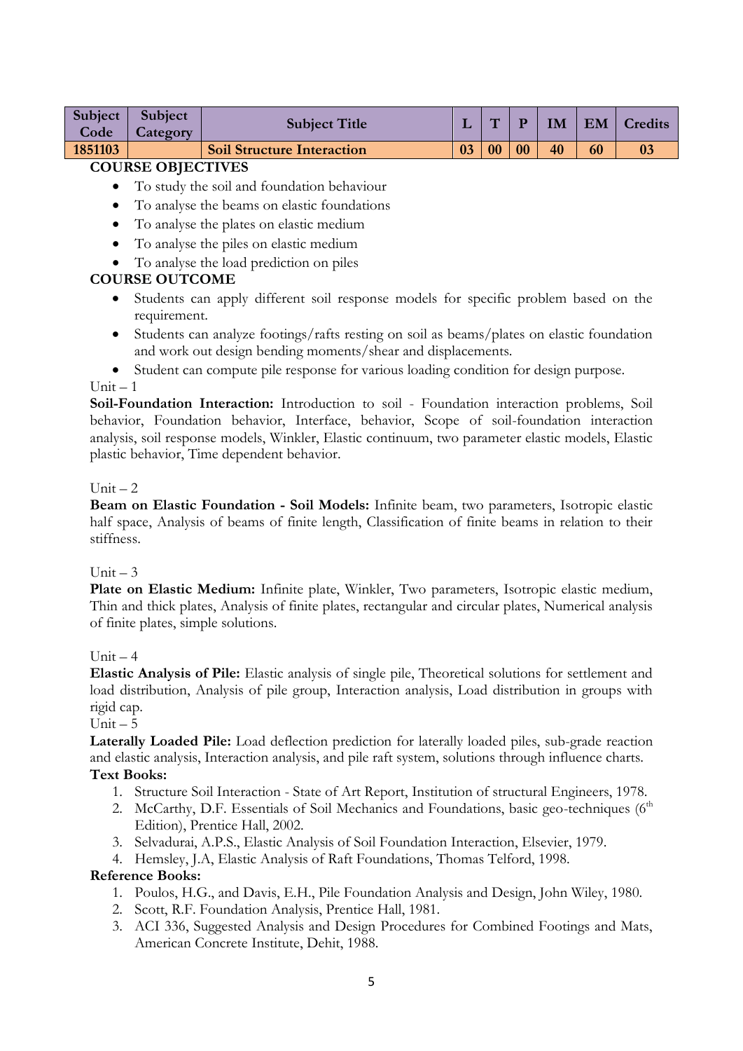| Subject Code | Subject Category | Subject Title | L | T | P | IM | EM | Credits |
|---|---|---|---|---|---|---|---|---|
| 1851103 | | Soil Structure Interaction | 03 | 00 | 00 | 40 | 60 | 03 |

**COURSE OBJECTIVES**

- To study the soil and foundation behaviour
- To analyse the beams on elastic foundations
- To analyse the plates on elastic medium
- To analyse the piles on elastic medium
- To analyse the load prediction on piles

**COURSE OUTCOME**

- Students can apply different soil response models for specific problem based on the requirement.
- Students can analyze footings/rafts resting on soil as beams/plates on elastic foundation and work out design bending moments/shear and displacements.
- Student can compute pile response for various loading condition for design purpose.

Unit – 1

**Soil-Foundation Interaction:** Introduction to soil - Foundation interaction problems, Soil behavior, Foundation behavior, Interface, behavior, Scope of soil-foundation interaction analysis, soil response models, Winkler, Elastic continuum, two parameter elastic models, Elastic plastic behavior, Time dependent behavior.

Unit – 2

**Beam on Elastic Foundation - Soil Models:** Infinite beam, two parameters, Isotropic elastic half space, Analysis of beams of finite length, Classification of finite beams in relation to their stiffness.

Unit – 3

**Plate on Elastic Medium:** Infinite plate, Winkler, Two parameters, Isotropic elastic medium, Thin and thick plates, Analysis of finite plates, rectangular and circular plates, Numerical analysis of finite plates, simple solutions.

Unit – 4

**Elastic Analysis of Pile:** Elastic analysis of single pile, Theoretical solutions for settlement and load distribution, Analysis of pile group, Interaction analysis, Load distribution in groups with rigid cap.

Unit – 5

**Laterally Loaded Pile:** Load deflection prediction for laterally loaded piles, sub-grade reaction and elastic analysis, Interaction analysis, and pile raft system, solutions through influence charts.

**Text Books:**

1. Structure Soil Interaction - State of Art Report, Institution of structural Engineers, 1978.
2. McCarthy, D.F. Essentials of Soil Mechanics and Foundations, basic geo-techniques (6th Edition), Prentice Hall, 2002.
3. Selvadurai, A.P.S., Elastic Analysis of Soil Foundation Interaction, Elsevier, 1979.
4. Hemsley, J.A, Elastic Analysis of Raft Foundations, Thomas Telford, 1998.

**Reference Books:**

1. Poulos, H.G., and Davis, E.H., Pile Foundation Analysis and Design, John Wiley, 1980.
2. Scott, R.F. Foundation Analysis, Prentice Hall, 1981.
3. ACI 336, Suggested Analysis and Design Procedures for Combined Footings and Mats, American Concrete Institute, Dehit, 1988.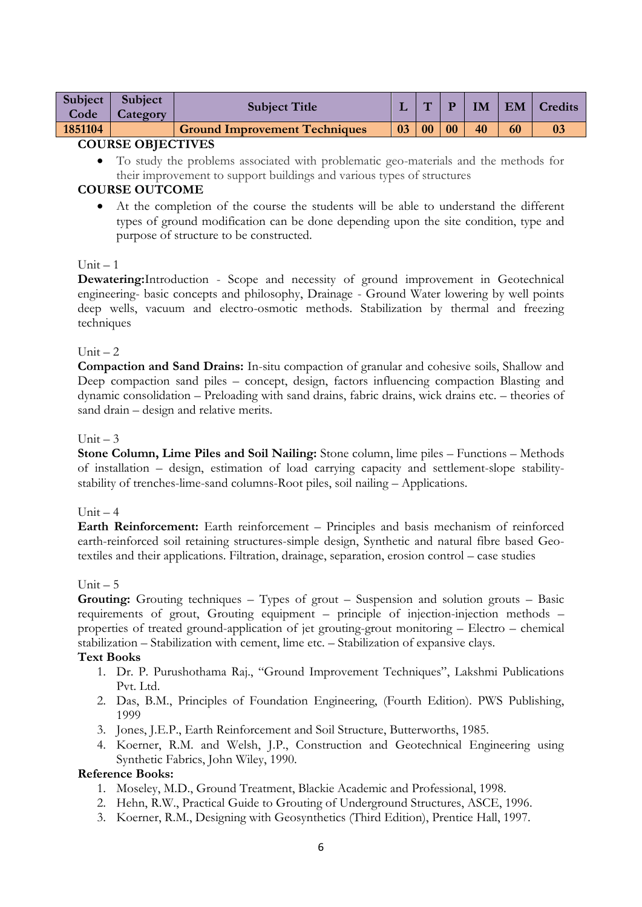| Subject Code | Subject Category | Subject Title | L | T | P | IM | EM | Credits |
|---|---|---|---|---|---|---|---|---|
| 1851104 | | Ground Improvement Techniques | 03 | 00 | 00 | 40 | 60 | 03 |

**COURSE OBJECTIVES**

- To study the problems associated with problematic geo-materials and the methods for their improvement to support buildings and various types of structures

**COURSE OUTCOME**

- At the completion of the course the students will be able to understand the different types of ground modification can be done depending upon the site condition, type and purpose of structure to be constructed.

Unit – 1

**Dewatering:**Introduction - Scope and necessity of ground improvement in Geotechnical engineering- basic concepts and philosophy, Drainage - Ground Water lowering by well points deep wells, vacuum and electro-osmotic methods. Stabilization by thermal and freezing techniques

Unit – 2

**Compaction and Sand Drains:** In-situ compaction of granular and cohesive soils, Shallow and Deep compaction sand piles – concept, design, factors influencing compaction Blasting and dynamic consolidation – Preloading with sand drains, fabric drains, wick drains etc. – theories of sand drain – design and relative merits.

Unit – 3

**Stone Column, Lime Piles and Soil Nailing:** Stone column, lime piles – Functions – Methods of installation – design, estimation of load carrying capacity and settlement-slope stability-stability of trenches-lime-sand columns-Root piles, soil nailing – Applications.

Unit – 4

**Earth Reinforcement:** Earth reinforcement – Principles and basis mechanism of reinforced earth-reinforced soil retaining structures-simple design, Synthetic and natural fibre based Geo-textiles and their applications. Filtration, drainage, separation, erosion control – case studies

Unit – 5

**Grouting:** Grouting techniques – Types of grout – Suspension and solution grouts – Basic requirements of grout, Grouting equipment – principle of injection-injection methods – properties of treated ground-application of jet grouting-grout monitoring – Electro – chemical stabilization – Stabilization with cement, lime etc. – Stabilization of expansive clays.

**Text Books**

1. Dr. P. Purushothama Raj., "Ground Improvement Techniques", Lakshmi Publications Pvt. Ltd.
2. Das, B.M., Principles of Foundation Engineering, (Fourth Edition). PWS Publishing, 1999
3. Jones, J.E.P., Earth Reinforcement and Soil Structure, Butterworths, 1985.
4. Koerner, R.M. and Welsh, J.P., Construction and Geotechnical Engineering using Synthetic Fabrics, John Wiley, 1990.

**Reference Books:**

1. Moseley, M.D., Ground Treatment, Blackie Academic and Professional, 1998.
2. Hehn, R.W., Practical Guide to Grouting of Underground Structures, ASCE, 1996.
3. Koerner, R.M., Designing with Geosynthetics (Third Edition), Prentice Hall, 1997.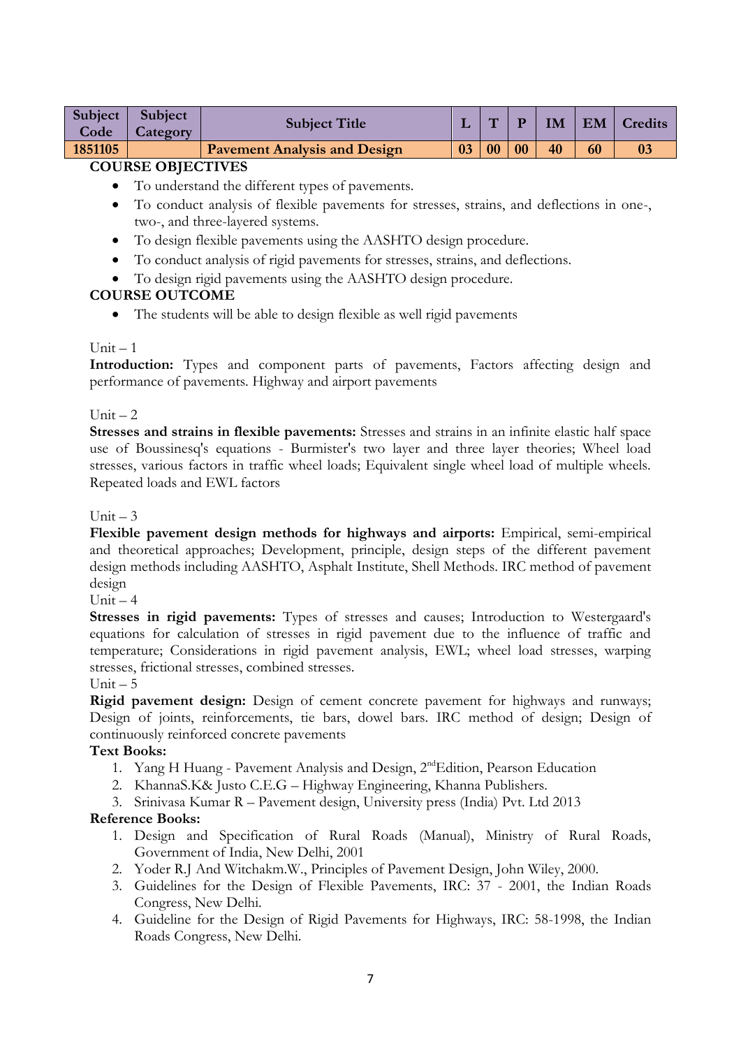| Subject Code | Subject Category | Subject Title | L | T | P | IM | EM | Credits |
|---|---|---|---|---|---|---|---|---|
| 1851105 | | Pavement Analysis and Design | 03 | 00 | 00 | 40 | 60 | 03 |

**COURSE OBJECTIVES**

- To understand the different types of pavements.
- To conduct analysis of flexible pavements for stresses, strains, and deflections in one-, two-, and three-layered systems.
- To design flexible pavements using the AASHTO design procedure.
- To conduct analysis of rigid pavements for stresses, strains, and deflections.
- To design rigid pavements using the AASHTO design procedure.

**COURSE OUTCOME**

- The students will be able to design flexible as well rigid pavements

Unit – 1

**Introduction:** Types and component parts of pavements, Factors affecting design and performance of pavements. Highway and airport pavements

Unit – 2

**Stresses and strains in flexible pavements:** Stresses and strains in an infinite elastic half space use of Boussinesq's equations - Burmister's two layer and three layer theories; Wheel load stresses, various factors in traffic wheel loads; Equivalent single wheel load of multiple wheels. Repeated loads and EWL factors

Unit – 3

**Flexible pavement design methods for highways and airports:** Empirical, semi-empirical and theoretical approaches; Development, principle, design steps of the different pavement design methods including AASHTO, Asphalt Institute, Shell Methods. IRC method of pavement design

Unit – 4

**Stresses in rigid pavements:** Types of stresses and causes; Introduction to Westergaard's equations for calculation of stresses in rigid pavement due to the influence of traffic and temperature; Considerations in rigid pavement analysis, EWL; wheel load stresses, warping stresses, frictional stresses, combined stresses.

Unit – 5

**Rigid pavement design:** Design of cement concrete pavement for highways and runways; Design of joints, reinforcements, tie bars, dowel bars. IRC method of design; Design of continuously reinforced concrete pavements

**Text Books:**

1. Yang H Huang - Pavement Analysis and Design, 2nd Edition, Pearson Education
2. KhannaS.K& Justo C.E.G – Highway Engineering, Khanna Publishers.
3. Srinivasa Kumar R – Pavement design, University press (India) Pvt. Ltd 2013

**Reference Books:**

1. Design and Specification of Rural Roads (Manual), Ministry of Rural Roads, Government of India, New Delhi, 2001
2. Yoder R.J And Witchakm.W., Principles of Pavement Design, John Wiley, 2000.
3. Guidelines for the Design of Flexible Pavements, IRC: 37 - 2001, the Indian Roads Congress, New Delhi.
4. Guideline for the Design of Rigid Pavements for Highways, IRC: 58-1998, the Indian Roads Congress, New Delhi.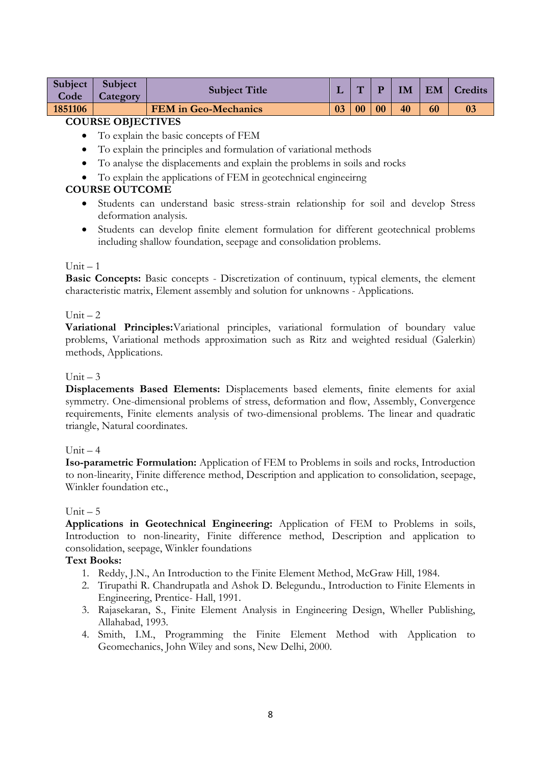| Subject Code | Subject Category | Subject Title | L | T | P | IM | EM | Credits |
|---|---|---|---|---|---|---|---|---|
| 1851106 | | FEM in Geo-Mechanics | 03 | 00 | 00 | 40 | 60 | 03 |

**COURSE OBJECTIVES**

- To explain the basic concepts of FEM
- To explain the principles and formulation of variational methods
- To analyse the displacements and explain the problems in soils and rocks
- To explain the applications of FEM in geotechnical engineeirng

**COURSE OUTCOME**

- Students can understand basic stress-strain relationship for soil and develop Stress deformation analysis.
- Students can develop finite element formulation for different geotechnical problems including shallow foundation, seepage and consolidation problems.

Unit – 1

**Basic Concepts:** Basic concepts - Discretization of continuum, typical elements, the element characteristic matrix, Element assembly and solution for unknowns - Applications.

Unit – 2

**Variational Principles:**Variational principles, variational formulation of boundary value problems, Variational methods approximation such as Ritz and weighted residual (Galerkin) methods, Applications.

Unit – 3

**Displacements Based Elements:** Displacements based elements, finite elements for axial symmetry. One-dimensional problems of stress, deformation and flow, Assembly, Convergence requirements, Finite elements analysis of two-dimensional problems. The linear and quadratic triangle, Natural coordinates.

Unit – 4

**Iso-parametric Formulation:** Application of FEM to Problems in soils and rocks, Introduction to non-linearity, Finite difference method, Description and application to consolidation, seepage, Winkler foundation etc.,

Unit – 5

**Applications in Geotechnical Engineering:** Application of FEM to Problems in soils, Introduction to non-linearity, Finite difference method, Description and application to consolidation, seepage, Winkler foundations

**Text Books:**

1. Reddy, J.N., An Introduction to the Finite Element Method, McGraw Hill, 1984.
2. Tirupathi R. Chandrupatla and Ashok D. Belegundu., Introduction to Finite Elements in Engineering, Prentice- Hall, 1991.
3. Rajasekaran, S., Finite Element Analysis in Engineering Design, Wheller Publishing, Allahabad, 1993.
4. Smith, I.M., Programming the Finite Element Method with Application to Geomechanics, John Wiley and sons, New Delhi, 2000.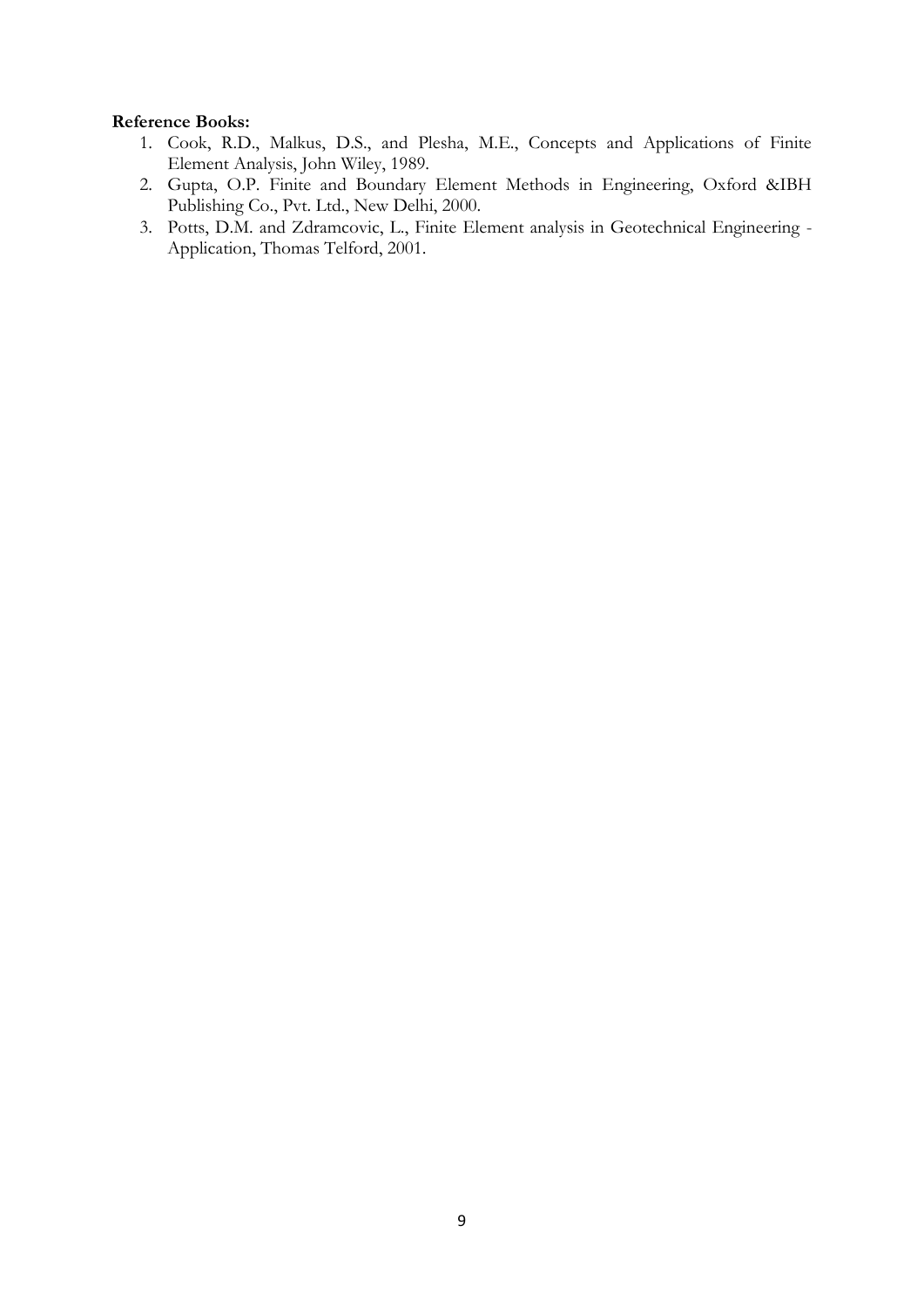**Reference Books:**

1. Cook, R.D., Malkus, D.S., and Plesha, M.E., Concepts and Applications of Finite Element Analysis, John Wiley, 1989.
2. Gupta, O.P. Finite and Boundary Element Methods in Engineering, Oxford &IBH Publishing Co., Pvt. Ltd., New Delhi, 2000.
3. Potts, D.M. and Zdramcovic, L., Finite Element analysis in Geotechnical Engineering - Application, Thomas Telford, 2001.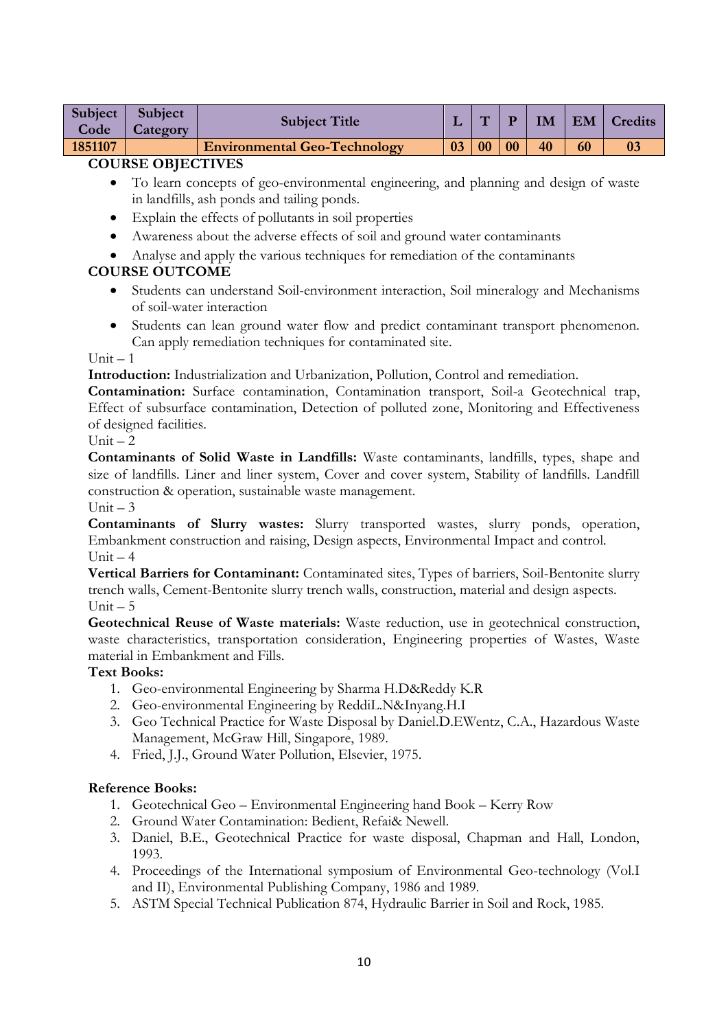| Subject Code | Subject Category | Subject Title | L | T | P | IM | EM | Credits |
|---|---|---|---|---|---|---|---|---|
| 1851107 | | Environmental Geo-Technology | 03 | 00 | 00 | 40 | 60 | 03 |

**COURSE OBJECTIVES**

- To learn concepts of geo-environmental engineering, and planning and design of waste in landfills, ash ponds and tailing ponds.
- Explain the effects of pollutants in soil properties
- Awareness about the adverse effects of soil and ground water contaminants
- Analyse and apply the various techniques for remediation of the contaminants

**COURSE OUTCOME**

- Students can understand Soil-environment interaction, Soil mineralogy and Mechanisms of soil-water interaction
- Students can lean ground water flow and predict contaminant transport phenomenon. Can apply remediation techniques for contaminated site.

Unit – 1

**Introduction:** Industrialization and Urbanization, Pollution, Control and remediation.

**Contamination:** Surface contamination, Contamination transport, Soil-a Geotechnical trap, Effect of subsurface contamination, Detection of polluted zone, Monitoring and Effectiveness of designed facilities.

Unit – 2

**Contaminants of Solid Waste in Landfills:** Waste contaminants, landfills, types, shape and size of landfills. Liner and liner system, Cover and cover system, Stability of landfills. Landfill construction & operation, sustainable waste management.

Unit – 3

**Contaminants of Slurry wastes:** Slurry transported wastes, slurry ponds, operation, Embankment construction and raising, Design aspects, Environmental Impact and control.

Unit – 4

**Vertical Barriers for Contaminant:** Contaminated sites, Types of barriers, Soil-Bentonite slurry trench walls, Cement-Bentonite slurry trench walls, construction, material and design aspects.

Unit – 5

**Geotechnical Reuse of Waste materials:** Waste reduction, use in geotechnical construction, waste characteristics, transportation consideration, Engineering properties of Wastes, Waste material in Embankment and Fills.

**Text Books:**

1. Geo-environmental Engineering by Sharma H.D&Reddy K.R
2. Geo-environmental Engineering by ReddiL.N&Inyang.H.I
3. Geo Technical Practice for Waste Disposal by Daniel.D.EWentz, C.A., Hazardous Waste Management, McGraw Hill, Singapore, 1989.
4. Fried, J.J., Ground Water Pollution, Elsevier, 1975.

**Reference Books:**

1. Geotechnical Geo – Environmental Engineering hand Book – Kerry Row
2. Ground Water Contamination: Bedient, Refai& Newell.
3. Daniel, B.E., Geotechnical Practice for waste disposal, Chapman and Hall, London, 1993.
4. Proceedings of the International symposium of Environmental Geo-technology (Vol.I and II), Environmental Publishing Company, 1986 and 1989.
5. ASTM Special Technical Publication 874, Hydraulic Barrier in Soil and Rock, 1985.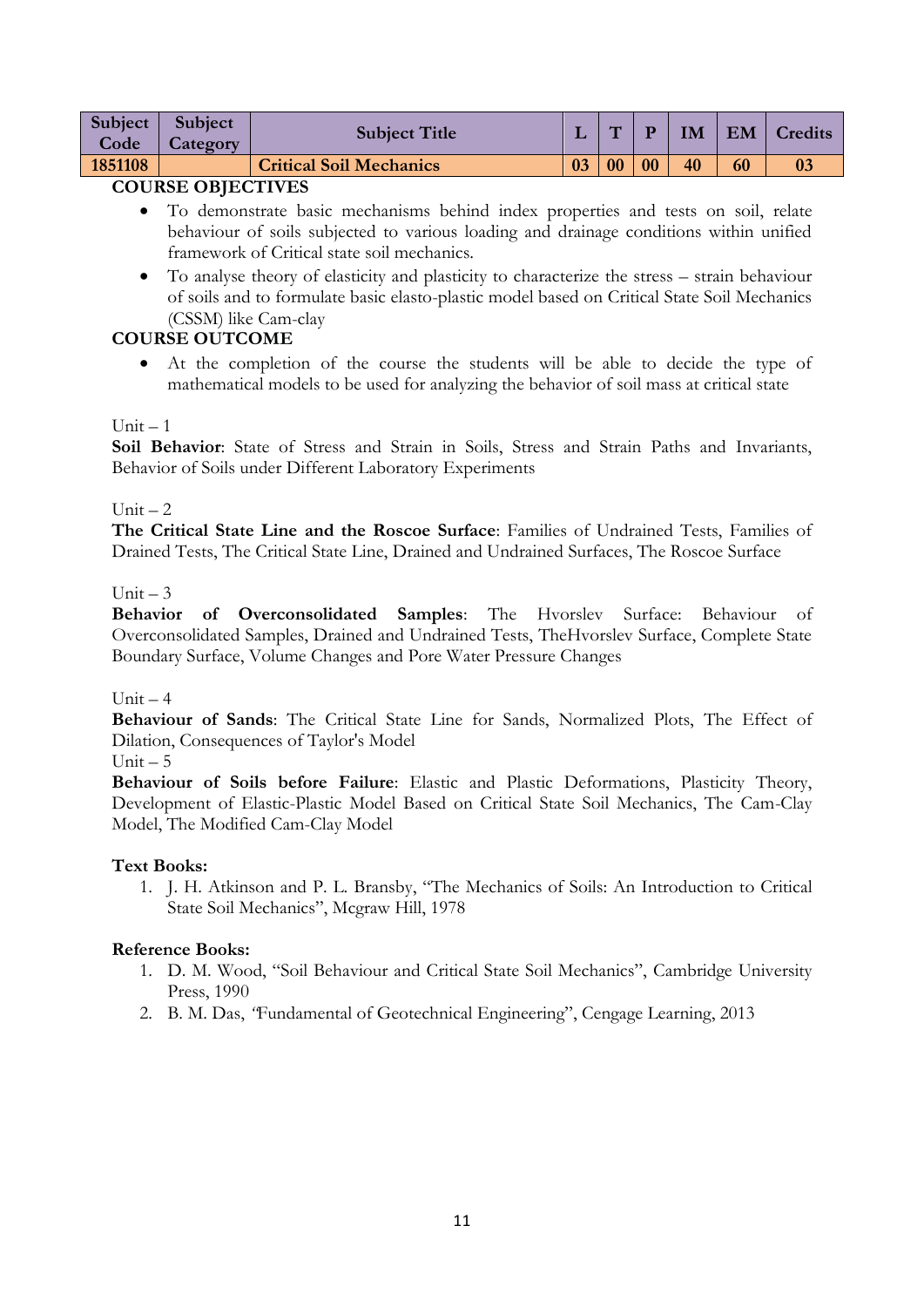| Subject Code | Subject Category | Subject Title | L | T | P | IM | EM | Credits |
|---|---|---|---|---|---|---|---|---|
| **1851108** | | **Critical Soil Mechanics** | **03** | **00** | **00** | **40** | **60** | **03** |

**COURSE OBJECTIVES**

- To demonstrate basic mechanisms behind index properties and tests on soil, relate behaviour of soils subjected to various loading and drainage conditions within unified framework of Critical state soil mechanics.
- To analyse theory of elasticity and plasticity to characterize the stress – strain behaviour of soils and to formulate basic elasto-plastic model based on Critical State Soil Mechanics (CSSM) like Cam-clay

**COURSE OUTCOME**

- At the completion of the course the students will be able to decide the type of mathematical models to be used for analyzing the behavior of soil mass at critical state

Unit – 1

**Soil Behavior**: State of Stress and Strain in Soils, Stress and Strain Paths and Invariants, Behavior of Soils under Different Laboratory Experiments

Unit – 2

**The Critical State Line and the Roscoe Surface**: Families of Undrained Tests, Families of Drained Tests, The Critical State Line, Drained and Undrained Surfaces, The Roscoe Surface

Unit – 3

**Behavior of Overconsolidated Samples**: The Hvorslev Surface: Behaviour of Overconsolidated Samples, Drained and Undrained Tests, TheHvorslev Surface, Complete State Boundary Surface, Volume Changes and Pore Water Pressure Changes

Unit – 4

**Behaviour of Sands**: The Critical State Line for Sands, Normalized Plots, The Effect of Dilation, Consequences of Taylor's Model

Unit – 5

**Behaviour of Soils before Failure**: Elastic and Plastic Deformations, Plasticity Theory, Development of Elastic-Plastic Model Based on Critical State Soil Mechanics, The Cam-Clay Model, The Modified Cam-Clay Model

**Text Books:**

1. J. H. Atkinson and P. L. Bransby, "The Mechanics of Soils: An Introduction to Critical State Soil Mechanics", Mcgraw Hill, 1978

**Reference Books:**

1. D. M. Wood, "Soil Behaviour and Critical State Soil Mechanics", Cambridge University Press, 1990
2. B. M. Das, "Fundamental of Geotechnical Engineering", Cengage Learning, 2013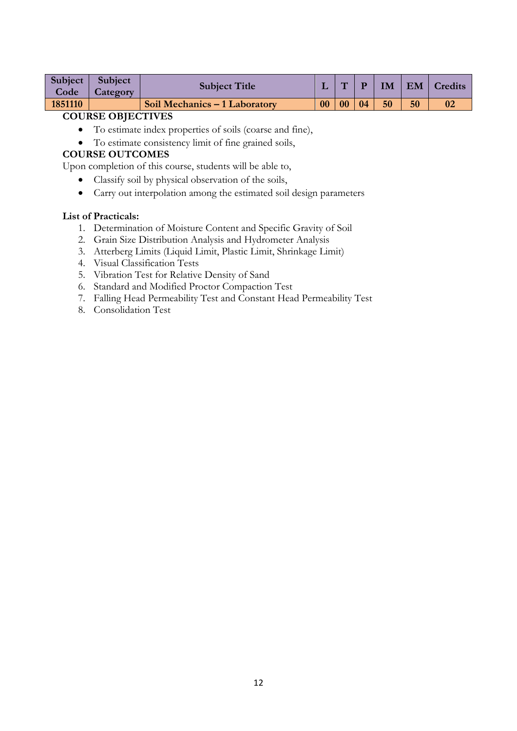| Subject Code | Subject Category | Subject Title | L | T | P | IM | EM | Credits |
|---|---|---|---|---|---|---|---|---|
| **1851110** | | **Soil Mechanics – 1 Laboratory** | **00** | **00** | **04** | **50** | **50** | **02** |

**COURSE OBJECTIVES**

- To estimate index properties of soils (coarse and fine),
- To estimate consistency limit of fine grained soils,

**COURSE OUTCOMES**

Upon completion of this course, students will be able to,

- Classify soil by physical observation of the soils,
- Carry out interpolation among the estimated soil design parameters

**List of Practicals:**

1. Determination of Moisture Content and Specific Gravity of Soil
2. Grain Size Distribution Analysis and Hydrometer Analysis
3. Atterberg Limits (Liquid Limit, Plastic Limit, Shrinkage Limit)
4. Visual Classification Tests
5. Vibration Test for Relative Density of Sand
6. Standard and Modified Proctor Compaction Test
7. Falling Head Permeability Test and Constant Head Permeability Test
8. Consolidation Test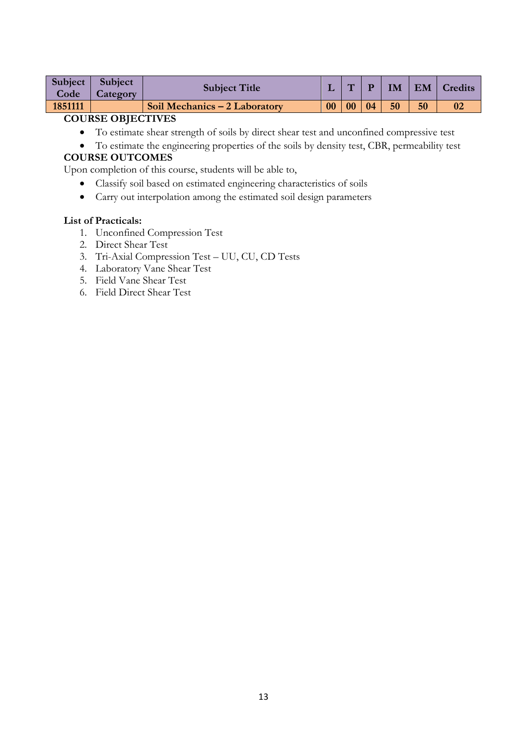| Subject Code | Subject Category | Subject Title | L | T | P | IM | EM | Credits |
|---|---|---|---|---|---|---|---|---|
| **1851111** | | **Soil Mechanics – 2 Laboratory** | **00** | **00** | **04** | **50** | **50** | **02** |

**COURSE OBJECTIVES**

- To estimate shear strength of soils by direct shear test and unconfined compressive test
- To estimate the engineering properties of the soils by density test, CBR, permeability test

**COURSE OUTCOMES**

Upon completion of this course, students will be able to,

- Classify soil based on estimated engineering characteristics of soils
- Carry out interpolation among the estimated soil design parameters

**List of Practicals:**

1. Unconfined Compression Test
2. Direct Shear Test
3. Tri-Axial Compression Test – UU, CU, CD Tests
4. Laboratory Vane Shear Test
5. Field Vane Shear Test
6. Field Direct Shear Test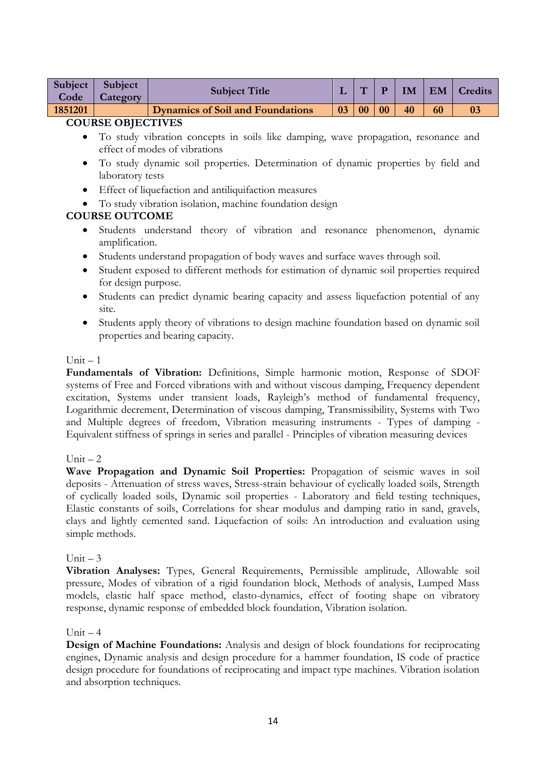| Subject Code | Subject Category | Subject Title | L | T | P | IM | EM | Credits |
|---|---|---|---|---|---|---|---|---|
| **1851201** | | **Dynamics of Soil and Foundations** | **03** | **00** | **00** | **40** | **60** | **03** |

**COURSE OBJECTIVES**

- To study vibration concepts in soils like damping, wave propagation, resonance and effect of modes of vibrations
- To study dynamic soil properties. Determination of dynamic properties by field and laboratory tests
- Effect of liquefaction and antiliquifaction measures
- To study vibration isolation, machine foundation design

**COURSE OUTCOME**

- Students understand theory of vibration and resonance phenomenon, dynamic amplification.
- Students understand propagation of body waves and surface waves through soil.
- Student exposed to different methods for estimation of dynamic soil properties required for design purpose.
- Students can predict dynamic bearing capacity and assess liquefaction potential of any site.
- Students apply theory of vibrations to design machine foundation based on dynamic soil properties and bearing capacity.

Unit – 1

**Fundamentals of Vibration:** Definitions, Simple harmonic motion, Response of SDOF systems of Free and Forced vibrations with and without viscous damping, Frequency dependent excitation, Systems under transient loads, Rayleigh's method of fundamental frequency, Logarithmic decrement, Determination of viscous damping, Transmissibility, Systems with Two and Multiple degrees of freedom, Vibration measuring instruments - Types of damping - Equivalent stiffness of springs in series and parallel - Principles of vibration measuring devices

Unit – 2

**Wave Propagation and Dynamic Soil Properties:** Propagation of seismic waves in soil deposits - Attenuation of stress waves, Stress-strain behaviour of cyclically loaded soils, Strength of cyclically loaded soils, Dynamic soil properties - Laboratory and field testing techniques, Elastic constants of soils, Correlations for shear modulus and damping ratio in sand, gravels, clays and lightly cemented sand. Liquefaction of soils: An introduction and evaluation using simple methods.

Unit – 3

**Vibration Analyses:** Types, General Requirements, Permissible amplitude, Allowable soil pressure, Modes of vibration of a rigid foundation block, Methods of analysis, Lumped Mass models, elastic half space method, elasto-dynamics, effect of footing shape on vibratory response, dynamic response of embedded block foundation, Vibration isolation.

Unit – 4

**Design of Machine Foundations:** Analysis and design of block foundations for reciprocating engines, Dynamic analysis and design procedure for a hammer foundation, IS code of practice design procedure for foundations of reciprocating and impact type machines. Vibration isolation and absorption techniques.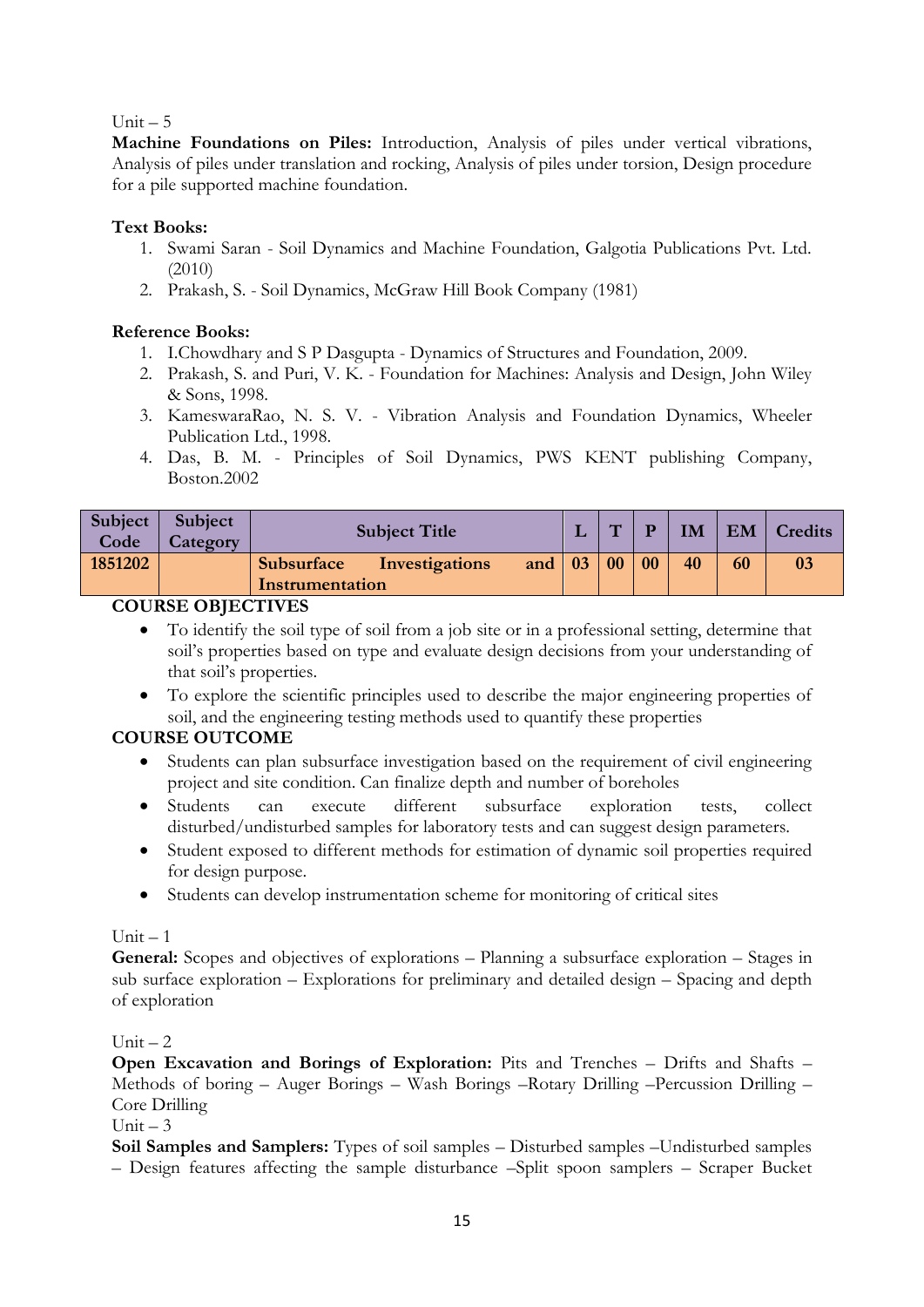Unit – 5

**Machine Foundations on Piles:** Introduction, Analysis of piles under vertical vibrations, Analysis of piles under translation and rocking, Analysis of piles under torsion, Design procedure for a pile supported machine foundation.

**Text Books:**

1. Swami Saran - Soil Dynamics and Machine Foundation, Galgotia Publications Pvt. Ltd. (2010)
2. Prakash, S. - Soil Dynamics, McGraw Hill Book Company (1981)

**Reference Books:**

1. I.Chowdhary and S P Dasgupta - Dynamics of Structures and Foundation, 2009.
2. Prakash, S. and Puri, V. K. - Foundation for Machines: Analysis and Design, John Wiley & Sons, 1998.
3. KameswaraRao, N. S. V. - Vibration Analysis and Foundation Dynamics, Wheeler Publication Ltd., 1998.
4. Das, B. M. - Principles of Soil Dynamics, PWS KENT publishing Company, Boston.2002

| Subject Code | Subject Category | Subject Title | L | T | P | IM | EM | Credits |
|---|---|---|---|---|---|---|---|---|
| 1851202 | | Subsurface Investigations and Instrumentation | 03 | 00 | 00 | 40 | 60 | 03 |

**COURSE OBJECTIVES**

- To identify the soil type of soil from a job site or in a professional setting, determine that soil's properties based on type and evaluate design decisions from your understanding of that soil's properties.
- To explore the scientific principles used to describe the major engineering properties of soil, and the engineering testing methods used to quantify these properties

**COURSE OUTCOME**

- Students can plan subsurface investigation based on the requirement of civil engineering project and site condition. Can finalize depth and number of boreholes
- Students can execute different subsurface exploration tests, collect disturbed/undisturbed samples for laboratory tests and can suggest design parameters.
- Student exposed to different methods for estimation of dynamic soil properties required for design purpose.
- Students can develop instrumentation scheme for monitoring of critical sites

Unit – 1

**General:** Scopes and objectives of explorations – Planning a subsurface exploration – Stages in sub surface exploration – Explorations for preliminary and detailed design – Spacing and depth of exploration

Unit – 2

**Open Excavation and Borings of Exploration:** Pits and Trenches – Drifts and Shafts – Methods of boring – Auger Borings – Wash Borings –Rotary Drilling –Percussion Drilling – Core Drilling

Unit – 3

**Soil Samples and Samplers:** Types of soil samples – Disturbed samples –Undisturbed samples – Design features affecting the sample disturbance –Split spoon samplers – Scraper Bucket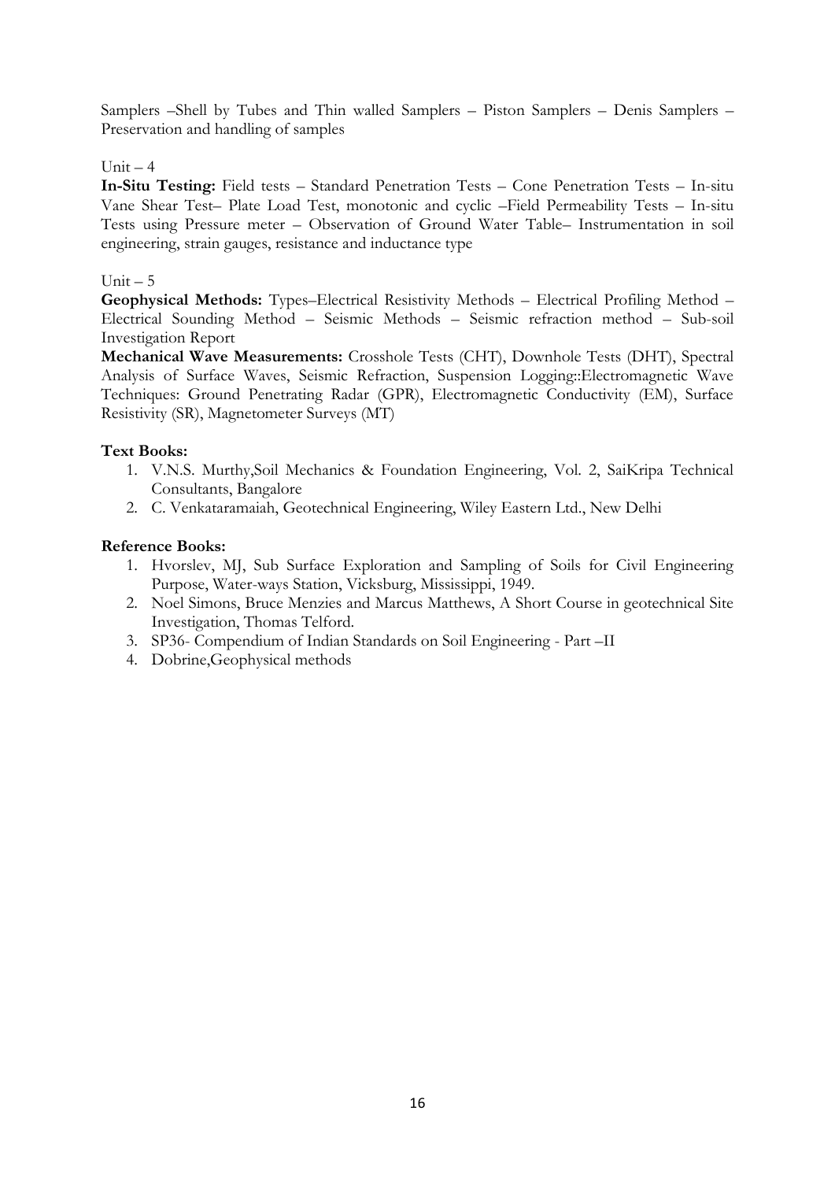Samplers –Shell by Tubes and Thin walled Samplers – Piston Samplers – Denis Samplers – Preservation and handling of samples

Unit – 4

**In-Situ Testing:** Field tests – Standard Penetration Tests – Cone Penetration Tests – In-situ Vane Shear Test– Plate Load Test, monotonic and cyclic –Field Permeability Tests – In-situ Tests using Pressure meter – Observation of Ground Water Table– Instrumentation in soil engineering, strain gauges, resistance and inductance type

Unit – 5

**Geophysical Methods:** Types–Electrical Resistivity Methods – Electrical Profiling Method – Electrical Sounding Method – Seismic Methods – Seismic refraction method – Sub-soil Investigation Report

**Mechanical Wave Measurements:** Crosshole Tests (CHT), Downhole Tests (DHT), Spectral Analysis of Surface Waves, Seismic Refraction, Suspension Logging::Electromagnetic Wave Techniques: Ground Penetrating Radar (GPR), Electromagnetic Conductivity (EM), Surface Resistivity (SR), Magnetometer Surveys (MT)

**Text Books:**

1. V.N.S. Murthy,Soil Mechanics & Foundation Engineering, Vol. 2, SaiKripa Technical Consultants, Bangalore
2. C. Venkataramaiah, Geotechnical Engineering, Wiley Eastern Ltd., New Delhi

**Reference Books:**

1. Hvorslev, MJ, Sub Surface Exploration and Sampling of Soils for Civil Engineering Purpose, Water-ways Station, Vicksburg, Mississippi, 1949.
2. Noel Simons, Bruce Menzies and Marcus Matthews, A Short Course in geotechnical Site Investigation, Thomas Telford.
3. SP36- Compendium of Indian Standards on Soil Engineering - Part –II
4. Dobrine,Geophysical methods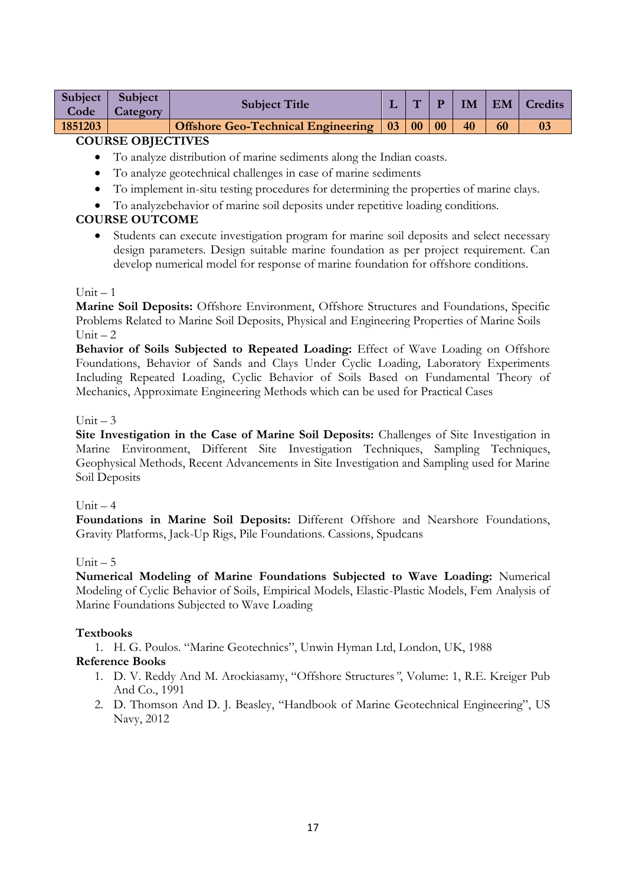| Subject Code | Subject Category | Subject Title | L | T | P | IM | EM | Credits |
|---|---|---|---|---|---|---|---|---|
| 1851203 | | Offshore Geo-Technical Engineering | 03 | 00 | 00 | 40 | 60 | 03 |

**COURSE OBJECTIVES**

- To analyze distribution of marine sediments along the Indian coasts.
- To analyze geotechnical challenges in case of marine sediments
- To implement in-situ testing procedures for determining the properties of marine clays.
- To analyzebehavior of marine soil deposits under repetitive loading conditions.

**COURSE OUTCOME**

- Students can execute investigation program for marine soil deposits and select necessary design parameters. Design suitable marine foundation as per project requirement. Can develop numerical model for response of marine foundation for offshore conditions.

Unit – 1

**Marine Soil Deposits:** Offshore Environment, Offshore Structures and Foundations, Specific Problems Related to Marine Soil Deposits, Physical and Engineering Properties of Marine Soils

Unit – 2

**Behavior of Soils Subjected to Repeated Loading:** Effect of Wave Loading on Offshore Foundations, Behavior of Sands and Clays Under Cyclic Loading, Laboratory Experiments Including Repeated Loading, Cyclic Behavior of Soils Based on Fundamental Theory of Mechanics, Approximate Engineering Methods which can be used for Practical Cases

Unit – 3

**Site Investigation in the Case of Marine Soil Deposits:** Challenges of Site Investigation in Marine Environment, Different Site Investigation Techniques, Sampling Techniques, Geophysical Methods, Recent Advancements in Site Investigation and Sampling used for Marine Soil Deposits

Unit – 4

**Foundations in Marine Soil Deposits:** Different Offshore and Nearshore Foundations, Gravity Platforms, Jack-Up Rigs, Pile Foundations. Cassions, Spudcans

Unit – 5

**Numerical Modeling of Marine Foundations Subjected to Wave Loading:** Numerical Modeling of Cyclic Behavior of Soils, Empirical Models, Elastic-Plastic Models, Fem Analysis of Marine Foundations Subjected to Wave Loading

**Textbooks**

1. H. G. Poulos. "Marine Geotechnics", Unwin Hyman Ltd, London, UK, 1988

**Reference Books**

1. D. V. Reddy And M. Arockiasamy, "Offshore Structures", Volume: 1, R.E. Kreiger Pub And Co., 1991
2. D. Thomson And D. J. Beasley, "Handbook of Marine Geotechnical Engineering", US Navy, 2012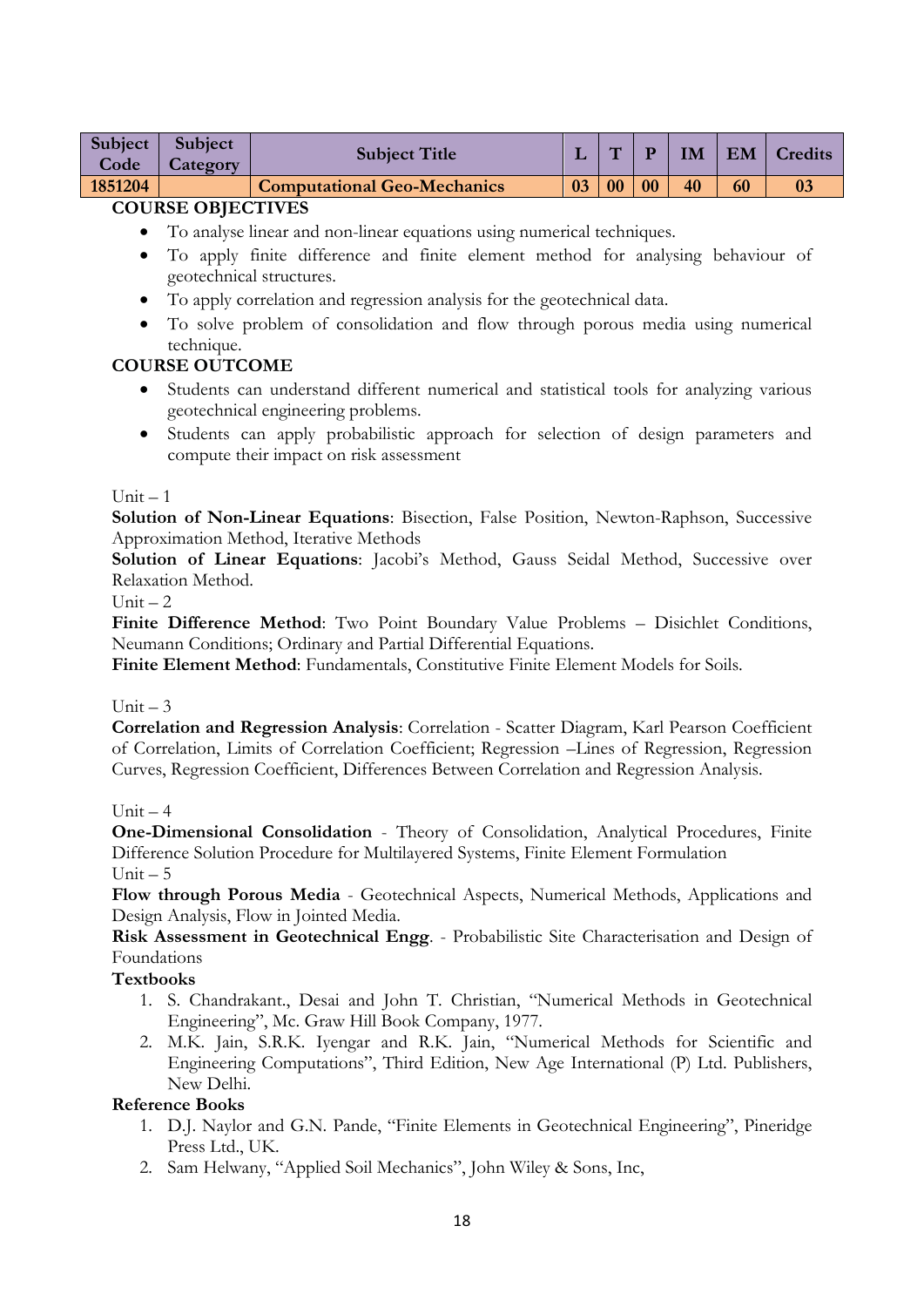| Subject Code | Subject Category | Subject Title | L | T | P | IM | EM | Credits |
|---|---|---|---|---|---|---|---|---|
| 1851204 | | Computational Geo-Mechanics | 03 | 00 | 00 | 40 | 60 | 03 |

**COURSE OBJECTIVES**

- To analyse linear and non-linear equations using numerical techniques.
- To apply finite difference and finite element method for analysing behaviour of geotechnical structures.
- To apply correlation and regression analysis for the geotechnical data.
- To solve problem of consolidation and flow through porous media using numerical technique.

**COURSE OUTCOME**

- Students can understand different numerical and statistical tools for analyzing various geotechnical engineering problems.
- Students can apply probabilistic approach for selection of design parameters and compute their impact on risk assessment

Unit – 1

**Solution of Non-Linear Equations**: Bisection, False Position, Newton-Raphson, Successive Approximation Method, Iterative Methods

**Solution of Linear Equations**: Jacobi's Method, Gauss Seidal Method, Successive over Relaxation Method.

Unit – 2

**Finite Difference Method**: Two Point Boundary Value Problems – Disichlet Conditions, Neumann Conditions; Ordinary and Partial Differential Equations.

**Finite Element Method**: Fundamentals, Constitutive Finite Element Models for Soils.

Unit – 3

**Correlation and Regression Analysis**: Correlation - Scatter Diagram, Karl Pearson Coefficient of Correlation, Limits of Correlation Coefficient; Regression –Lines of Regression, Regression Curves, Regression Coefficient, Differences Between Correlation and Regression Analysis.

Unit – 4

**One-Dimensional Consolidation** - Theory of Consolidation, Analytical Procedures, Finite Difference Solution Procedure for Multilayered Systems, Finite Element Formulation

Unit – 5

**Flow through Porous Media** - Geotechnical Aspects, Numerical Methods, Applications and Design Analysis, Flow in Jointed Media.

**Risk Assessment in Geotechnical Engg**. - Probabilistic Site Characterisation and Design of Foundations

**Textbooks**

1. S. Chandrakant., Desai and John T. Christian, "Numerical Methods in Geotechnical Engineering", Mc. Graw Hill Book Company, 1977.
2. M.K. Jain, S.R.K. Iyengar and R.K. Jain, "Numerical Methods for Scientific and Engineering Computations", Third Edition, New Age International (P) Ltd. Publishers, New Delhi.

**Reference Books**

1. D.J. Naylor and G.N. Pande, "Finite Elements in Geotechnical Engineering", Pineridge Press Ltd., UK.
2. Sam Helwany, "Applied Soil Mechanics", John Wiley & Sons, Inc,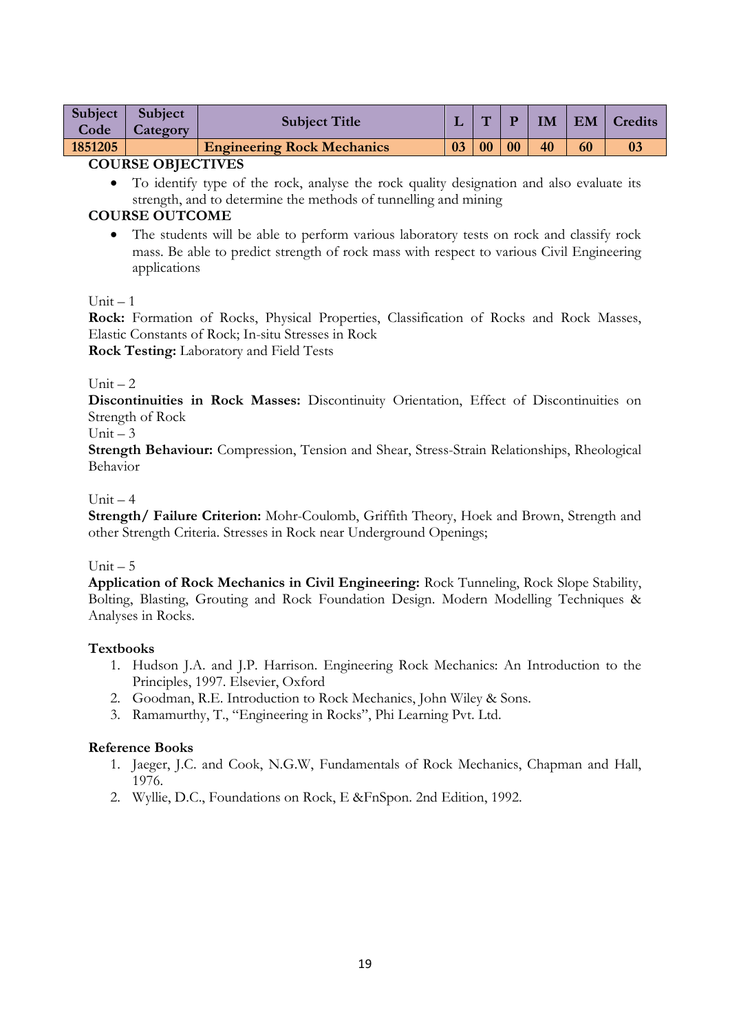| Subject Code | Subject Category | Subject Title | L | T | P | IM | EM | Credits |
|---|---|---|---|---|---|---|---|---|
| 1851205 | | Engineering Rock Mechanics | 03 | 00 | 00 | 40 | 60 | 03 |

**COURSE OBJECTIVES**

- To identify type of the rock, analyse the rock quality designation and also evaluate its strength, and to determine the methods of tunnelling and mining

**COURSE OUTCOME**

- The students will be able to perform various laboratory tests on rock and classify rock mass. Be able to predict strength of rock mass with respect to various Civil Engineering applications

Unit – 1

**Rock:** Formation of Rocks, Physical Properties, Classification of Rocks and Rock Masses, Elastic Constants of Rock; In-situ Stresses in Rock

**Rock Testing:** Laboratory and Field Tests

Unit – 2

**Discontinuities in Rock Masses:** Discontinuity Orientation, Effect of Discontinuities on Strength of Rock

Unit – 3

**Strength Behaviour:** Compression, Tension and Shear, Stress-Strain Relationships, Rheological Behavior

Unit – 4

**Strength/ Failure Criterion:** Mohr-Coulomb, Griffith Theory, Hoek and Brown, Strength and other Strength Criteria. Stresses in Rock near Underground Openings;

Unit – 5

**Application of Rock Mechanics in Civil Engineering:** Rock Tunneling, Rock Slope Stability, Bolting, Blasting, Grouting and Rock Foundation Design. Modern Modelling Techniques & Analyses in Rocks.

**Textbooks**

1. Hudson J.A. and J.P. Harrison. Engineering Rock Mechanics: An Introduction to the Principles, 1997. Elsevier, Oxford
2. Goodman, R.E. Introduction to Rock Mechanics, John Wiley & Sons.
3. Ramamurthy, T., "Engineering in Rocks", Phi Learning Pvt. Ltd.

**Reference Books**

1. Jaeger, J.C. and Cook, N.G.W, Fundamentals of Rock Mechanics, Chapman and Hall, 1976.
2. Wyllie, D.C., Foundations on Rock, E &FnSpon. 2nd Edition, 1992.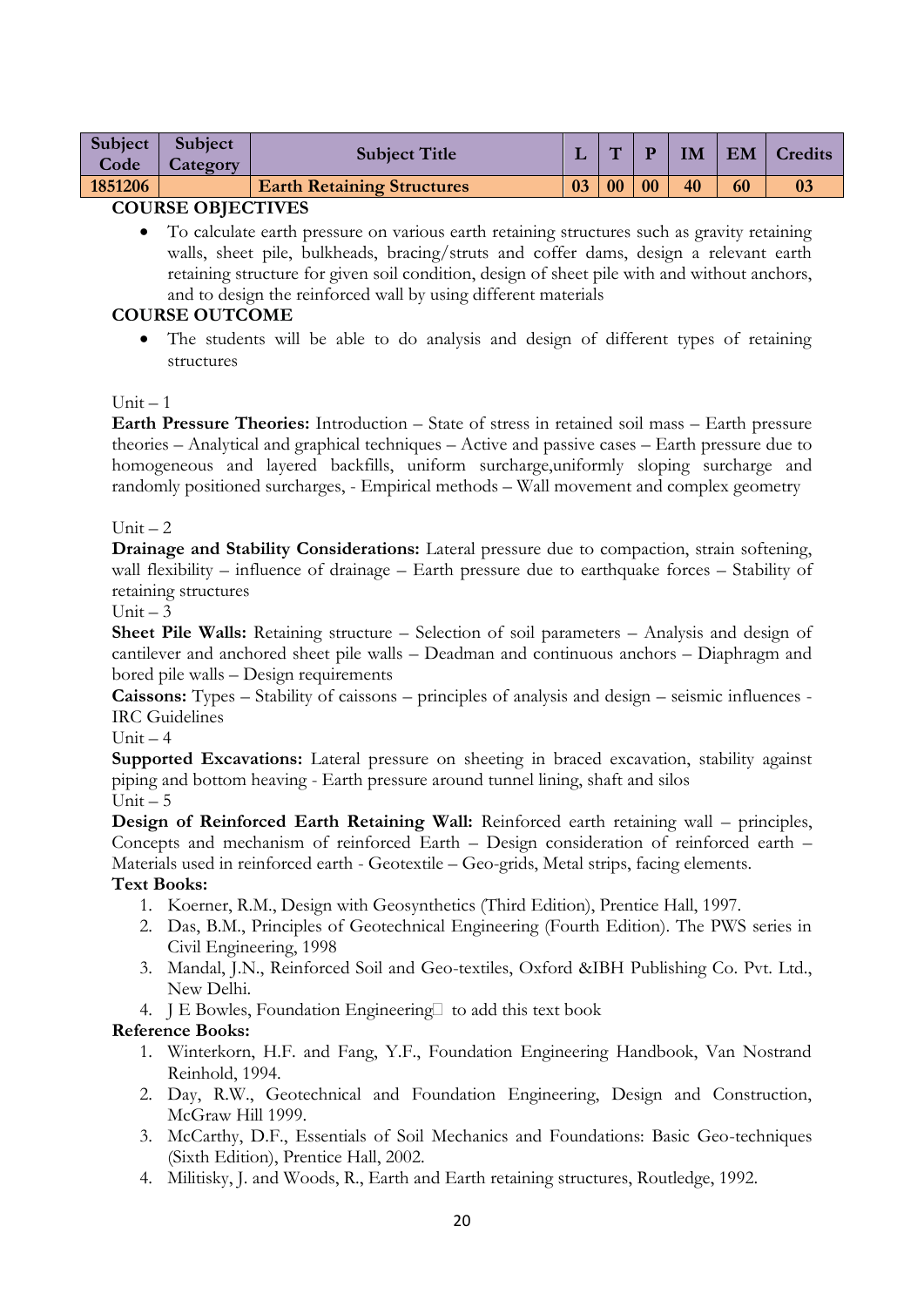| Subject Code | Subject Category | Subject Title | L | T | P | IM | EM | Credits |
|---|---|---|---|---|---|---|---|---|
| 1851206 | | Earth Retaining Structures | 03 | 00 | 00 | 40 | 60 | 03 |

**COURSE OBJECTIVES**

- To calculate earth pressure on various earth retaining structures such as gravity retaining walls, sheet pile, bulkheads, bracing/struts and coffer dams, design a relevant earth retaining structure for given soil condition, design of sheet pile with and without anchors, and to design the reinforced wall by using different materials

**COURSE OUTCOME**

- The students will be able to do analysis and design of different types of retaining structures

Unit – 1

**Earth Pressure Theories:** Introduction – State of stress in retained soil mass – Earth pressure theories – Analytical and graphical techniques – Active and passive cases – Earth pressure due to homogeneous and layered backfills, uniform surcharge,uniformly sloping surcharge and randomly positioned surcharges, - Empirical methods – Wall movement and complex geometry

Unit – 2

**Drainage and Stability Considerations:** Lateral pressure due to compaction, strain softening, wall flexibility – influence of drainage – Earth pressure due to earthquake forces – Stability of retaining structures

Unit – 3

**Sheet Pile Walls:** Retaining structure – Selection of soil parameters – Analysis and design of cantilever and anchored sheet pile walls – Deadman and continuous anchors – Diaphragm and bored pile walls – Design requirements

**Caissons:** Types – Stability of caissons – principles of analysis and design – seismic influences - IRC Guidelines

Unit – 4

**Supported Excavations:** Lateral pressure on sheeting in braced excavation, stability against piping and bottom heaving - Earth pressure around tunnel lining, shaft and silos

Unit – 5

**Design of Reinforced Earth Retaining Wall:** Reinforced earth retaining wall – principles, Concepts and mechanism of reinforced Earth – Design consideration of reinforced earth – Materials used in reinforced earth - Geotextile – Geo-grids, Metal strips, facing elements.

**Text Books:**

1. Koerner, R.M., Design with Geosynthetics (Third Edition), Prentice Hall, 1997.
2. Das, B.M., Principles of Geotechnical Engineering (Fourth Edition). The PWS series in Civil Engineering, 1998
3. Mandal, J.N., Reinforced Soil and Geo-textiles, Oxford &IBH Publishing Co. Pvt. Ltd., New Delhi.
4. J E Bowles, Foundation Engineering to add this text book

**Reference Books:**

1. Winterkorn, H.F. and Fang, Y.F., Foundation Engineering Handbook, Van Nostrand Reinhold, 1994.
2. Day, R.W., Geotechnical and Foundation Engineering, Design and Construction, McGraw Hill 1999.
3. McCarthy, D.F., Essentials of Soil Mechanics and Foundations: Basic Geo-techniques (Sixth Edition), Prentice Hall, 2002.
4. Militisky, J. and Woods, R., Earth and Earth retaining structures, Routledge, 1992.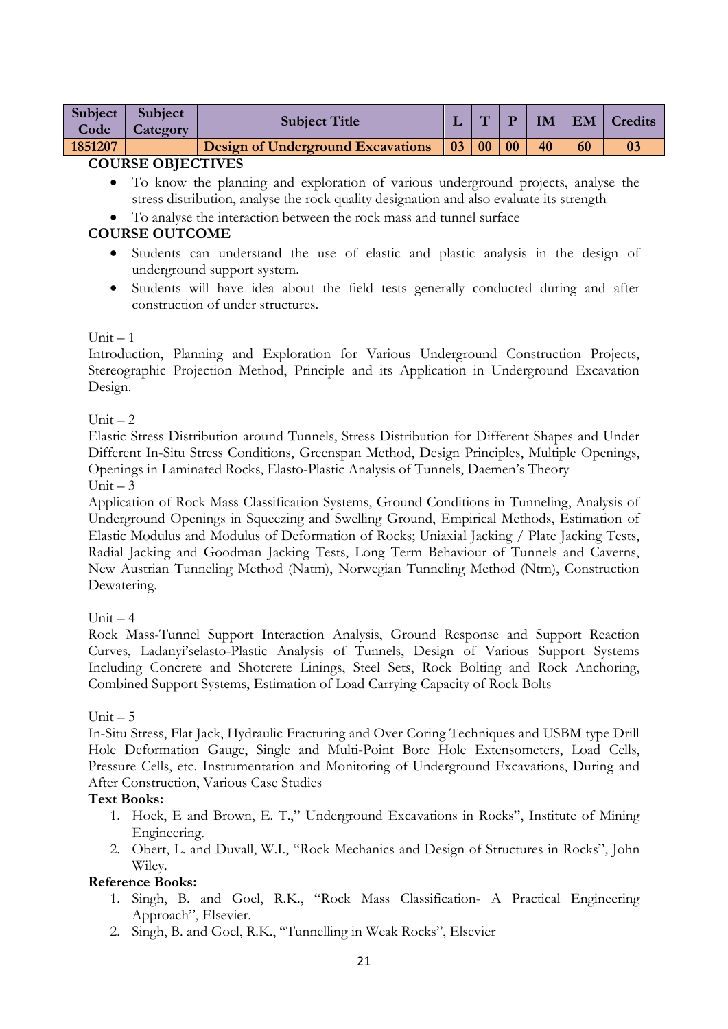| Subject Code | Subject Category | Subject Title | L | T | P | IM | EM | Credits |
|---|---|---|---|---|---|---|---|---|
| 1851207 | | Design of Underground Excavations | 03 | 00 | 00 | 40 | 60 | 03 |

**COURSE OBJECTIVES**

- To know the planning and exploration of various underground projects, analyse the stress distribution, analyse the rock quality designation and also evaluate its strength
- To analyse the interaction between the rock mass and tunnel surface

**COURSE OUTCOME**

- Students can understand the use of elastic and plastic analysis in the design of underground support system.
- Students will have idea about the field tests generally conducted during and after construction of under structures.

Unit – 1

Introduction, Planning and Exploration for Various Underground Construction Projects, Stereographic Projection Method, Principle and its Application in Underground Excavation Design.

Unit – 2

Elastic Stress Distribution around Tunnels, Stress Distribution for Different Shapes and Under Different In-Situ Stress Conditions, Greenspan Method, Design Principles, Multiple Openings, Openings in Laminated Rocks, Elasto-Plastic Analysis of Tunnels, Daemen's Theory

Unit – 3

Application of Rock Mass Classification Systems, Ground Conditions in Tunneling, Analysis of Underground Openings in Squeezing and Swelling Ground, Empirical Methods, Estimation of Elastic Modulus and Modulus of Deformation of Rocks; Uniaxial Jacking / Plate Jacking Tests, Radial Jacking and Goodman Jacking Tests, Long Term Behaviour of Tunnels and Caverns, New Austrian Tunneling Method (Natm), Norwegian Tunneling Method (Ntm), Construction Dewatering.

Unit – 4

Rock Mass-Tunnel Support Interaction Analysis, Ground Response and Support Reaction Curves, Ladanyi'selasto-Plastic Analysis of Tunnels, Design of Various Support Systems Including Concrete and Shotcrete Linings, Steel Sets, Rock Bolting and Rock Anchoring, Combined Support Systems, Estimation of Load Carrying Capacity of Rock Bolts

Unit – 5

In-Situ Stress, Flat Jack, Hydraulic Fracturing and Over Coring Techniques and USBM type Drill Hole Deformation Gauge, Single and Multi-Point Bore Hole Extensometers, Load Cells, Pressure Cells, etc. Instrumentation and Monitoring of Underground Excavations, During and After Construction, Various Case Studies

**Text Books:**

1. Hoek, E and Brown, E. T.," Underground Excavations in Rocks", Institute of Mining Engineering.
2. Obert, L. and Duvall, W.I., "Rock Mechanics and Design of Structures in Rocks", John Wiley.

**Reference Books:**

1. Singh, B. and Goel, R.K., "Rock Mass Classification- A Practical Engineering Approach", Elsevier.
2. Singh, B. and Goel, R.K., "Tunnelling in Weak Rocks", Elsevier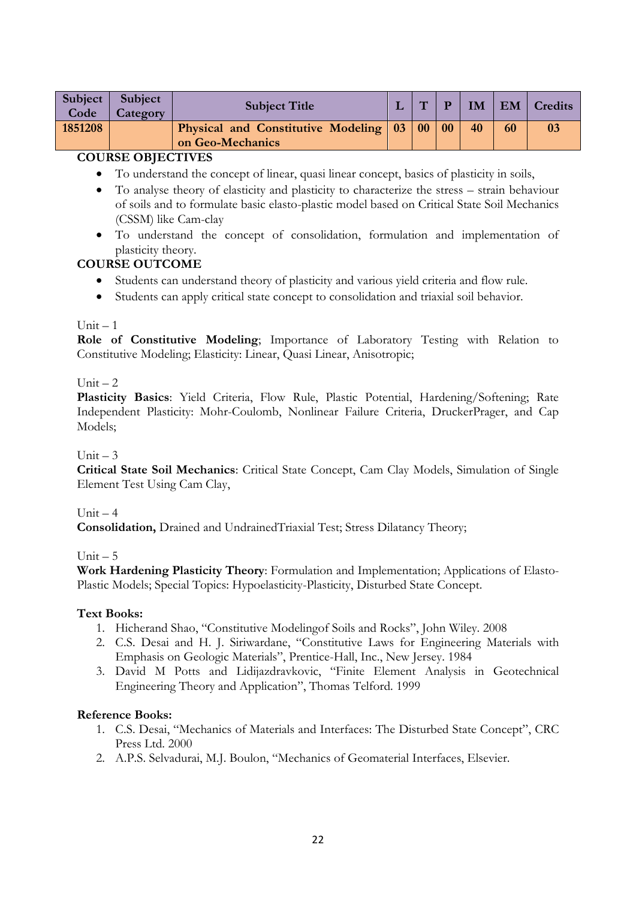| Subject Code | Subject Category | Subject Title | L | T | P | IM | EM | Credits |
|---|---|---|---|---|---|---|---|---|
| **1851208** | | **Physical and Constitutive Modeling on Geo-Mechanics** | **03** | **00** | **00** | **40** | **60** | **03** |

**COURSE OBJECTIVES**

- To understand the concept of linear, quasi linear concept, basics of plasticity in soils,
- To analyse theory of elasticity and plasticity to characterize the stress – strain behaviour of soils and to formulate basic elasto-plastic model based on Critical State Soil Mechanics (CSSM) like Cam-clay
- To understand the concept of consolidation, formulation and implementation of plasticity theory.

**COURSE OUTCOME**

- Students can understand theory of plasticity and various yield criteria and flow rule.
- Students can apply critical state concept to consolidation and triaxial soil behavior.

Unit – 1

**Role of Constitutive Modeling**; Importance of Laboratory Testing with Relation to Constitutive Modeling; Elasticity: Linear, Quasi Linear, Anisotropic;

Unit – 2

**Plasticity Basics**: Yield Criteria, Flow Rule, Plastic Potential, Hardening/Softening; Rate Independent Plasticity: Mohr-Coulomb, Nonlinear Failure Criteria, DruckerPrager, and Cap Models;

Unit – 3

**Critical State Soil Mechanics**: Critical State Concept, Cam Clay Models, Simulation of Single Element Test Using Cam Clay,

Unit – 4

**Consolidation,** Drained and UndrainedTriaxial Test; Stress Dilatancy Theory;

Unit – 5

**Work Hardening Plasticity Theory**: Formulation and Implementation; Applications of Elasto-Plastic Models; Special Topics: Hypoelasticity-Plasticity, Disturbed State Concept.

**Text Books:**

1. Hicherand Shao, "Constitutive Modelingof Soils and Rocks", John Wiley. 2008
2. C.S. Desai and H. J. Siriwardane, "Constitutive Laws for Engineering Materials with Emphasis on Geologic Materials", Prentice-Hall, Inc., New Jersey. 1984
3. David M Potts and Lidijazdravkovic, "Finite Element Analysis in Geotechnical Engineering Theory and Application", Thomas Telford. 1999

**Reference Books:**

1. C.S. Desai, "Mechanics of Materials and Interfaces: The Disturbed State Concept", CRC Press Ltd. 2000
2. A.P.S. Selvadurai, M.J. Boulon, "Mechanics of Geomaterial Interfaces, Elsevier.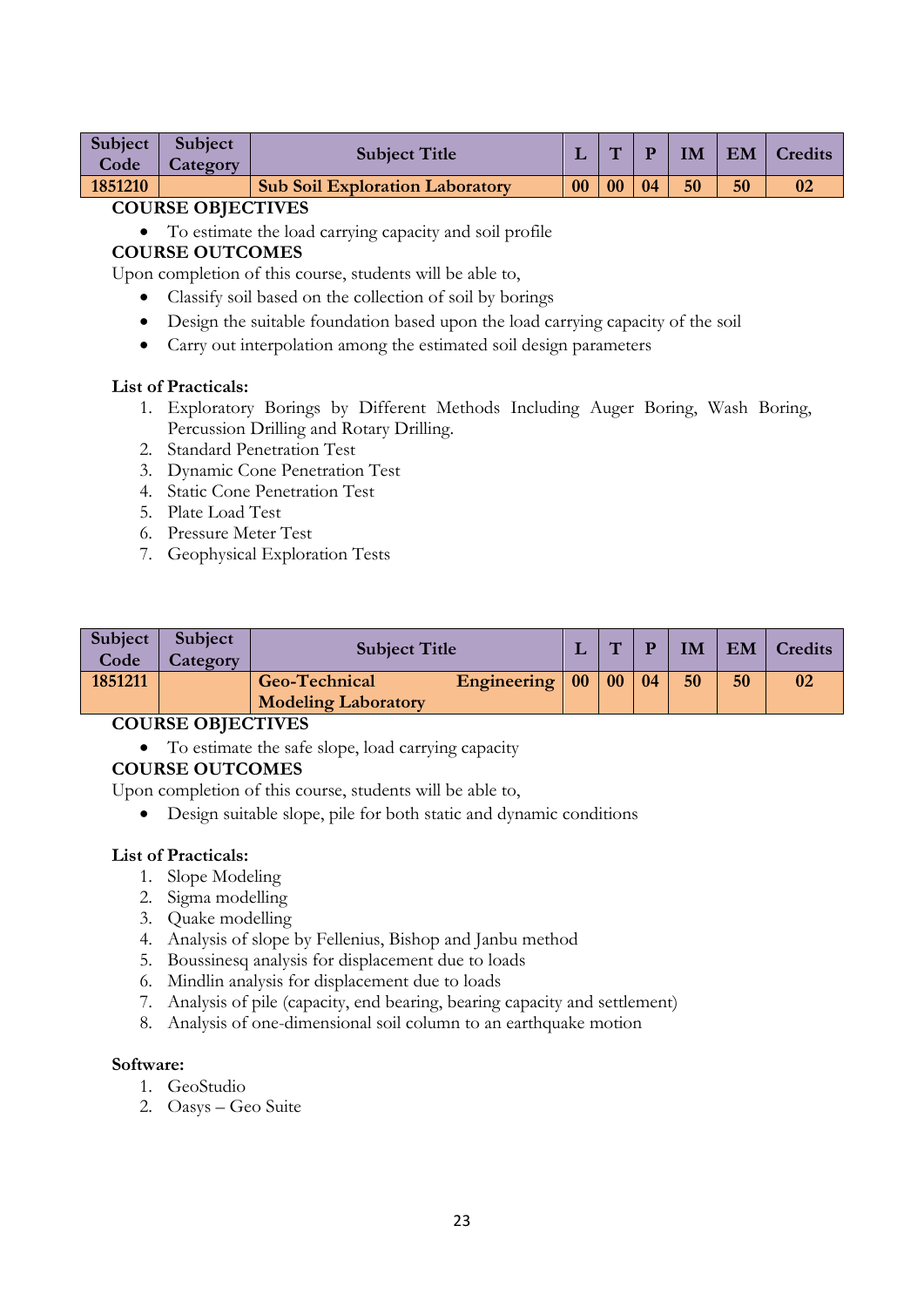| Subject Code | Subject Category | Subject Title | L | T | P | IM | EM | Credits |
|---|---|---|---|---|---|---|---|---|
| 1851210 | | Sub Soil Exploration Laboratory | 00 | 00 | 04 | 50 | 50 | 02 |

**COURSE OBJECTIVES**

- To estimate the load carrying capacity and soil profile

**COURSE OUTCOMES**

Upon completion of this course, students will be able to,

- Classify soil based on the collection of soil by borings
- Design the suitable foundation based upon the load carrying capacity of the soil
- Carry out interpolation among the estimated soil design parameters

**List of Practicals:**

1. Exploratory Borings by Different Methods Including Auger Boring, Wash Boring, Percussion Drilling and Rotary Drilling.
2. Standard Penetration Test
3. Dynamic Cone Penetration Test
4. Static Cone Penetration Test
5. Plate Load Test
6. Pressure Meter Test
7. Geophysical Exploration Tests

| Subject Code | Subject Category | Subject Title | L | T | P | IM | EM | Credits |
|---|---|---|---|---|---|---|---|---|
| 1851211 | | Geo-Technical Engineering Modeling Laboratory | 00 | 00 | 04 | 50 | 50 | 02 |

**COURSE OBJECTIVES**

- To estimate the safe slope, load carrying capacity

**COURSE OUTCOMES**

Upon completion of this course, students will be able to,

- Design suitable slope, pile for both static and dynamic conditions

**List of Practicals:**

1. Slope Modeling
2. Sigma modelling
3. Quake modelling
4. Analysis of slope by Fellenius, Bishop and Janbu method
5. Boussinesq analysis for displacement due to loads
6. Mindlin analysis for displacement due to loads
7. Analysis of pile (capacity, end bearing, bearing capacity and settlement)
8. Analysis of one-dimensional soil column to an earthquake motion

**Software:**

1. GeoStudio
2. Oasys – Geo Suite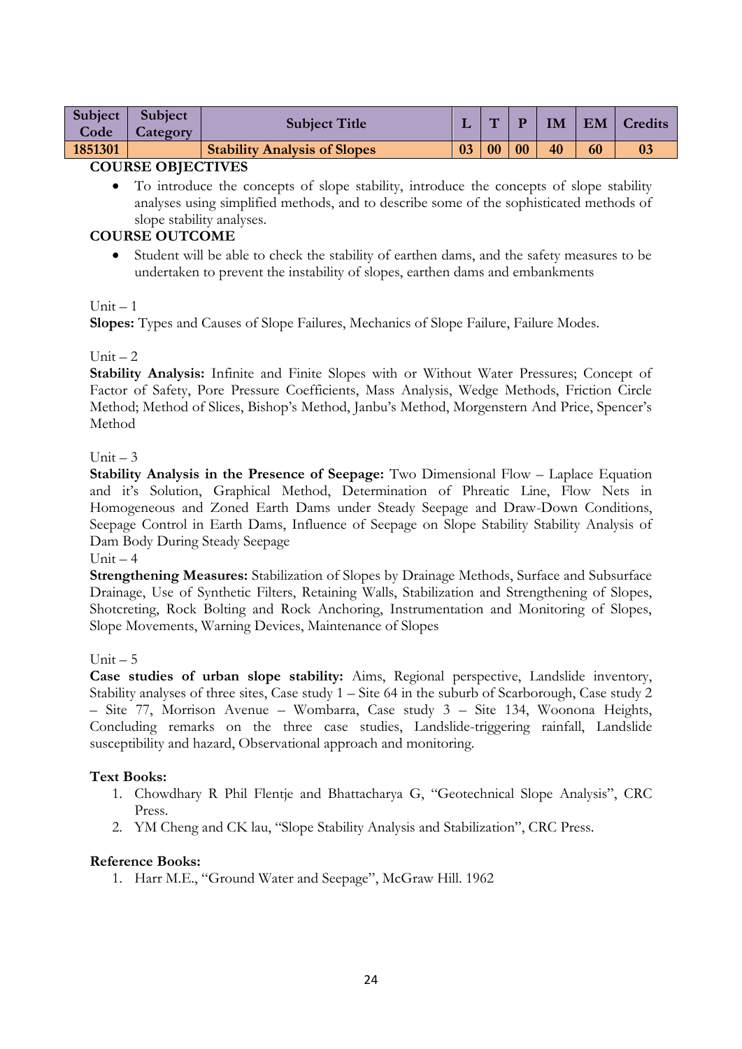| Subject Code | Subject Category | Subject Title | L | T | P | IM | EM | Credits |
|---|---|---|---|---|---|---|---|---|
| 1851301 | | Stability Analysis of Slopes | 03 | 00 | 00 | 40 | 60 | 03 |

**COURSE OBJECTIVES**

- To introduce the concepts of slope stability, introduce the concepts of slope stability analyses using simplified methods, and to describe some of the sophisticated methods of slope stability analyses.

**COURSE OUTCOME**

- Student will be able to check the stability of earthen dams, and the safety measures to be undertaken to prevent the instability of slopes, earthen dams and embankments

Unit – 1

**Slopes:** Types and Causes of Slope Failures, Mechanics of Slope Failure, Failure Modes.

Unit – 2

**Stability Analysis:** Infinite and Finite Slopes with or Without Water Pressures; Concept of Factor of Safety, Pore Pressure Coefficients, Mass Analysis, Wedge Methods, Friction Circle Method; Method of Slices, Bishop's Method, Janbu's Method, Morgenstern And Price, Spencer's Method

Unit – 3

**Stability Analysis in the Presence of Seepage:** Two Dimensional Flow – Laplace Equation and it's Solution, Graphical Method, Determination of Phreatic Line, Flow Nets in Homogeneous and Zoned Earth Dams under Steady Seepage and Draw-Down Conditions, Seepage Control in Earth Dams, Influence of Seepage on Slope Stability Stability Analysis of Dam Body During Steady Seepage

Unit – 4

**Strengthening Measures:** Stabilization of Slopes by Drainage Methods, Surface and Subsurface Drainage, Use of Synthetic Filters, Retaining Walls, Stabilization and Strengthening of Slopes, Shotcreting, Rock Bolting and Rock Anchoring, Instrumentation and Monitoring of Slopes, Slope Movements, Warning Devices, Maintenance of Slopes

Unit – 5

**Case studies of urban slope stability:** Aims, Regional perspective, Landslide inventory, Stability analyses of three sites, Case study 1 – Site 64 in the suburb of Scarborough, Case study 2 – Site 77, Morrison Avenue – Wombarra, Case study 3 – Site 134, Woonona Heights, Concluding remarks on the three case studies, Landslide-triggering rainfall, Landslide susceptibility and hazard, Observational approach and monitoring.

**Text Books:**

1. Chowdhary R Phil Flentje and Bhattacharya G, "Geotechnical Slope Analysis", CRC Press.
2. YM Cheng and CK lau, "Slope Stability Analysis and Stabilization", CRC Press.

**Reference Books:**

1. Harr M.E., "Ground Water and Seepage", McGraw Hill. 1962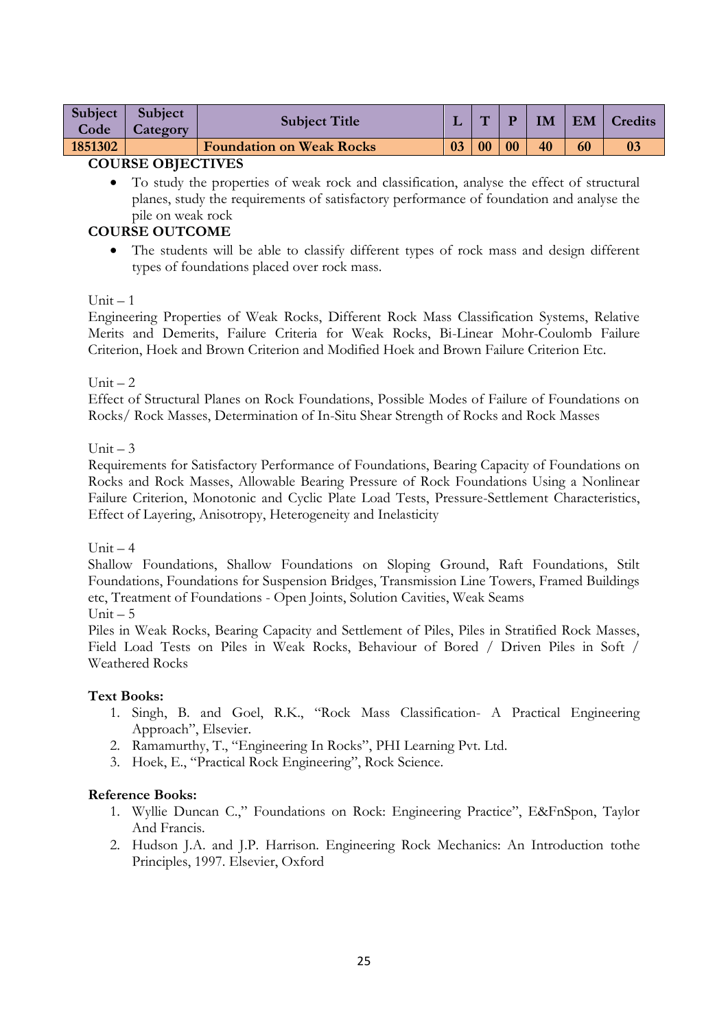| Subject Code | Subject Category | Subject Title | L | T | P | IM | EM | Credits |
|---|---|---|---|---|---|---|---|---|
| **1851302** | | **Foundation on Weak Rocks** | **03** | **00** | **00** | **40** | **60** | **03** |

**COURSE OBJECTIVES**

- To study the properties of weak rock and classification, analyse the effect of structural planes, study the requirements of satisfactory performance of foundation and analyse the pile on weak rock

**COURSE OUTCOME**

- The students will be able to classify different types of rock mass and design different types of foundations placed over rock mass.

Unit – 1

Engineering Properties of Weak Rocks, Different Rock Mass Classification Systems, Relative Merits and Demerits, Failure Criteria for Weak Rocks, Bi-Linear Mohr-Coulomb Failure Criterion, Hoek and Brown Criterion and Modified Hoek and Brown Failure Criterion Etc.

Unit – 2

Effect of Structural Planes on Rock Foundations, Possible Modes of Failure of Foundations on Rocks/ Rock Masses, Determination of In-Situ Shear Strength of Rocks and Rock Masses

Unit – 3

Requirements for Satisfactory Performance of Foundations, Bearing Capacity of Foundations on Rocks and Rock Masses, Allowable Bearing Pressure of Rock Foundations Using a Nonlinear Failure Criterion, Monotonic and Cyclic Plate Load Tests, Pressure-Settlement Characteristics, Effect of Layering, Anisotropy, Heterogeneity and Inelasticity

Unit – 4

Shallow Foundations, Shallow Foundations on Sloping Ground, Raft Foundations, Stilt Foundations, Foundations for Suspension Bridges, Transmission Line Towers, Framed Buildings etc, Treatment of Foundations - Open Joints, Solution Cavities, Weak Seams

Unit – 5

Piles in Weak Rocks, Bearing Capacity and Settlement of Piles, Piles in Stratified Rock Masses, Field Load Tests on Piles in Weak Rocks, Behaviour of Bored / Driven Piles in Soft / Weathered Rocks

**Text Books:**

1. Singh, B. and Goel, R.K., "Rock Mass Classification- A Practical Engineering Approach", Elsevier.
2. Ramamurthy, T., "Engineering In Rocks", PHI Learning Pvt. Ltd.
3. Hoek, E., "Practical Rock Engineering", Rock Science.

**Reference Books:**

1. Wyllie Duncan C.," Foundations on Rock: Engineering Practice", E&FnSpon, Taylor And Francis.
2. Hudson J.A. and J.P. Harrison. Engineering Rock Mechanics: An Introduction tothe Principles, 1997. Elsevier, Oxford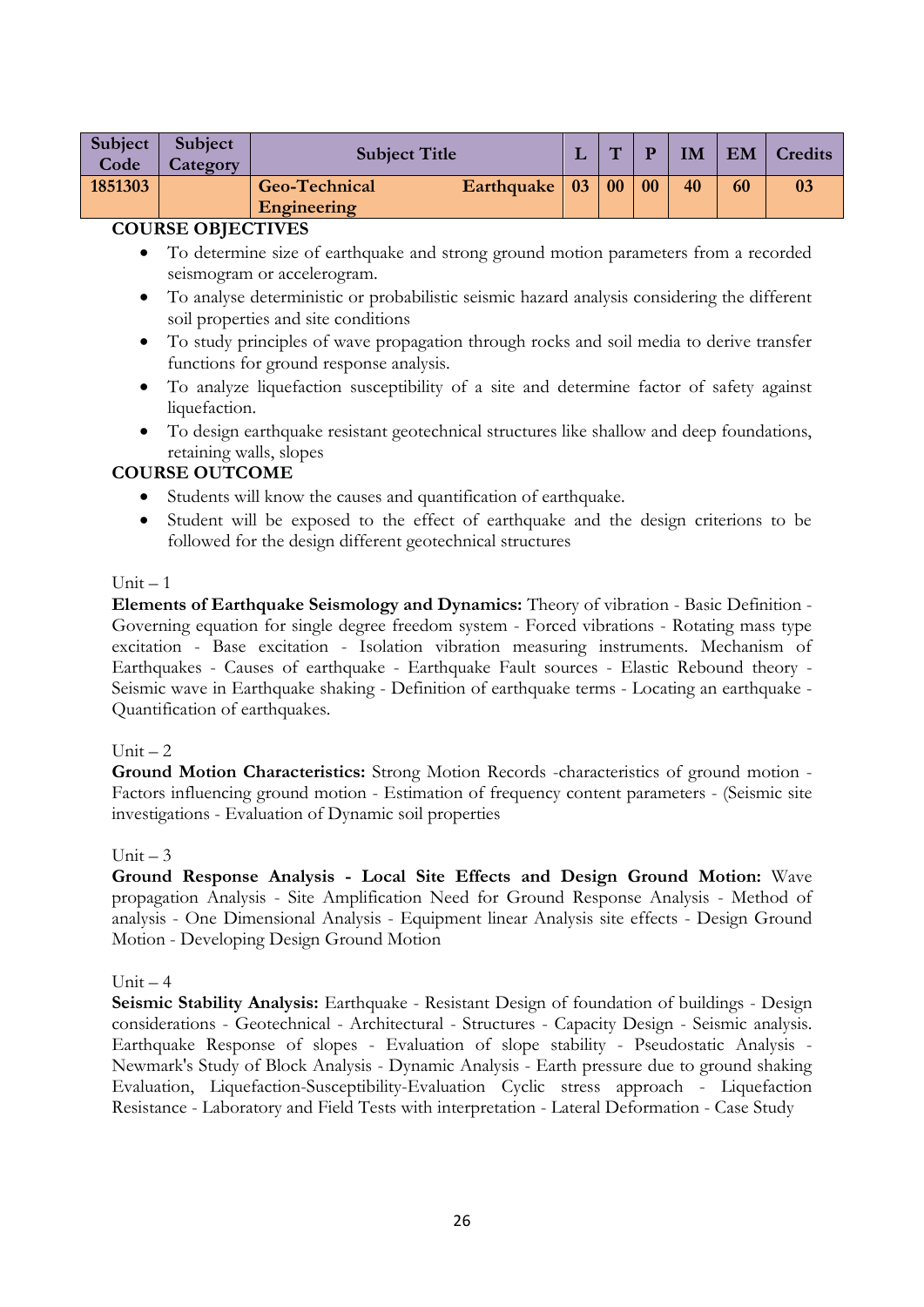| Subject Code | Subject Category | Subject Title | L | T | P | IM | EM | Credits |
|---|---|---|---|---|---|---|---|---|
| 1851303 | | Geo-Technical Earthquake Engineering | 03 | 00 | 00 | 40 | 60 | 03 |

**COURSE OBJECTIVES**

- To determine size of earthquake and strong ground motion parameters from a recorded seismogram or accelerogram.
- To analyse deterministic or probabilistic seismic hazard analysis considering the different soil properties and site conditions
- To study principles of wave propagation through rocks and soil media to derive transfer functions for ground response analysis.
- To analyze liquefaction susceptibility of a site and determine factor of safety against liquefaction.
- To design earthquake resistant geotechnical structures like shallow and deep foundations, retaining walls, slopes

**COURSE OUTCOME**

- Students will know the causes and quantification of earthquake.
- Student will be exposed to the effect of earthquake and the design criterions to be followed for the design different geotechnical structures

Unit – 1

**Elements of Earthquake Seismology and Dynamics:** Theory of vibration - Basic Definition - Governing equation for single degree freedom system - Forced vibrations - Rotating mass type excitation - Base excitation - Isolation vibration measuring instruments. Mechanism of Earthquakes - Causes of earthquake - Earthquake Fault sources - Elastic Rebound theory - Seismic wave in Earthquake shaking - Definition of earthquake terms - Locating an earthquake - Quantification of earthquakes.

Unit – 2

**Ground Motion Characteristics:** Strong Motion Records -characteristics of ground motion - Factors influencing ground motion - Estimation of frequency content parameters - (Seismic site investigations - Evaluation of Dynamic soil properties

Unit – 3

**Ground Response Analysis - Local Site Effects and Design Ground Motion:** Wave propagation Analysis - Site Amplification Need for Ground Response Analysis - Method of analysis - One Dimensional Analysis - Equipment linear Analysis site effects - Design Ground Motion - Developing Design Ground Motion

Unit – 4

**Seismic Stability Analysis:** Earthquake - Resistant Design of foundation of buildings - Design considerations - Geotechnical - Architectural - Structures - Capacity Design - Seismic analysis. Earthquake Response of slopes - Evaluation of slope stability - Pseudostatic Analysis - Newmark's Study of Block Analysis - Dynamic Analysis - Earth pressure due to ground shaking Evaluation, Liquefaction-Susceptibility-Evaluation Cyclic stress approach - Liquefaction Resistance - Laboratory and Field Tests with interpretation - Lateral Deformation - Case Study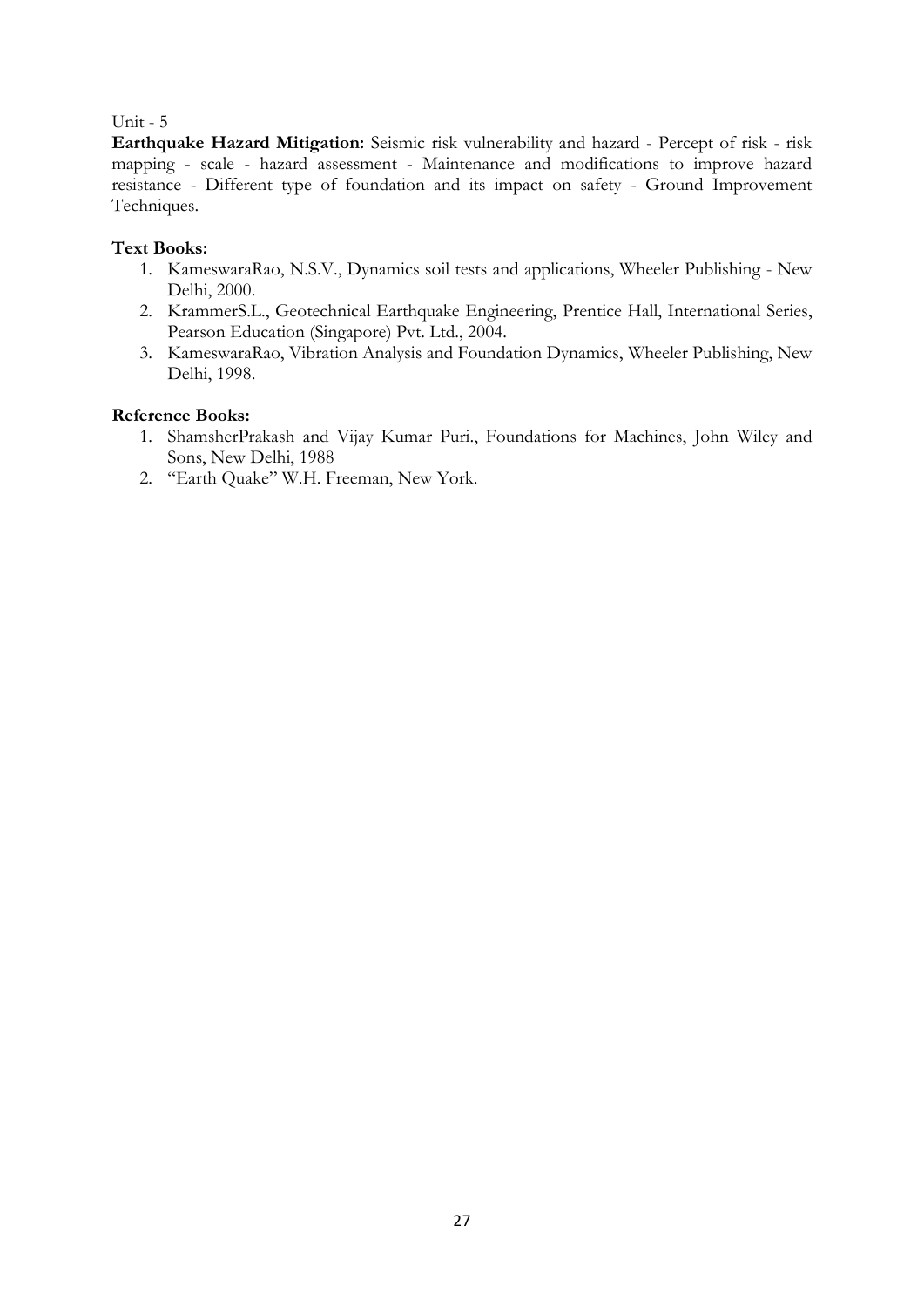Unit - 5

**Earthquake Hazard Mitigation:** Seismic risk vulnerability and hazard - Percept of risk - risk mapping - scale - hazard assessment - Maintenance and modifications to improve hazard resistance - Different type of foundation and its impact on safety - Ground Improvement Techniques.

**Text Books:**

1. KameswaraRao, N.S.V., Dynamics soil tests and applications, Wheeler Publishing - New Delhi, 2000.
2. KrammerS.L., Geotechnical Earthquake Engineering, Prentice Hall, International Series, Pearson Education (Singapore) Pvt. Ltd., 2004.
3. KameswaraRao, Vibration Analysis and Foundation Dynamics, Wheeler Publishing, New Delhi, 1998.

**Reference Books:**

1. ShamsherPrakash and Vijay Kumar Puri., Foundations for Machines, John Wiley and Sons, New Delhi, 1988
2. "Earth Quake" W.H. Freeman, New York.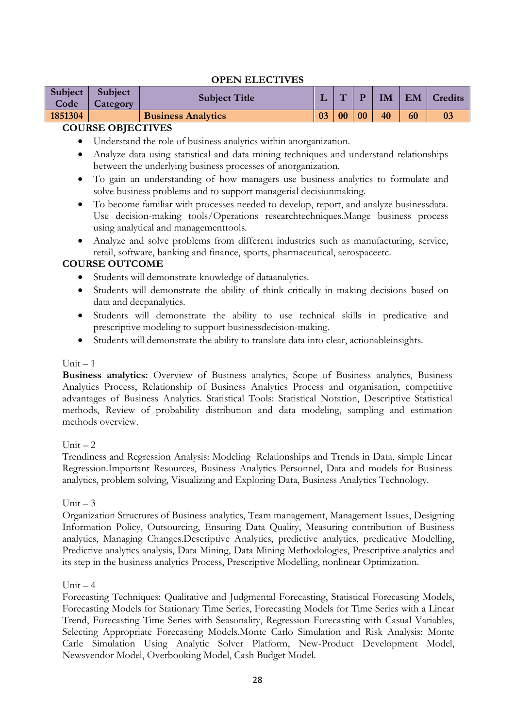## OPEN ELECTIVES

| Subject Code | Subject Category | Subject Title | L | T | P | IM | EM | Credits |
|---|---|---|---|---|---|---|---|---|
| 1851304 | | Business Analytics | 03 | 00 | 00 | 40 | 60 | 03 |

**COURSE OBJECTIVES**

- Understand the role of business analytics within anorganization.
- Analyze data using statistical and data mining techniques and understand relationships between the underlying business processes of anorganization.
- To gain an understanding of how managers use business analytics to formulate and solve business problems and to support managerial decisionmaking.
- To become familiar with processes needed to develop, report, and analyze businessdata. Use decision-making tools/Operations researchtechniques.Mange business process using analytical and managementtools.
- Analyze and solve problems from different industries such as manufacturing, service, retail, software, banking and finance, sports, pharmaceutical, aerospaceetc.

**COURSE OUTCOME**

- Students will demonstrate knowledge of dataanalytics.
- Students will demonstrate the ability of think critically in making decisions based on data and deepanalytics.
- Students will demonstrate the ability to use technical skills in predicative and prescriptive modeling to support businessdecision-making.
- Students will demonstrate the ability to translate data into clear, actionableinsights.

Unit – 1

**Business analytics:** Overview of Business analytics, Scope of Business analytics, Business Analytics Process, Relationship of Business Analytics Process and organisation, competitive advantages of Business Analytics. Statistical Tools: Statistical Notation, Descriptive Statistical methods, Review of probability distribution and data modeling, sampling and estimation methods overview.

Unit – 2

Trendiness and Regression Analysis: Modeling Relationships and Trends in Data, simple Linear Regression.Important Resources, Business Analytics Personnel, Data and models for Business analytics, problem solving, Visualizing and Exploring Data, Business Analytics Technology.

Unit – 3

Organization Structures of Business analytics, Team management, Management Issues, Designing Information Policy, Outsourcing, Ensuring Data Quality, Measuring contribution of Business analytics, Managing Changes.Descriptive Analytics, predictive analytics, predicative Modelling, Predictive analytics analysis, Data Mining, Data Mining Methodologies, Prescriptive analytics and its step in the business analytics Process, Prescriptive Modelling, nonlinear Optimization.

Unit – 4

Forecasting Techniques: Qualitative and Judgmental Forecasting, Statistical Forecasting Models, Forecasting Models for Stationary Time Series, Forecasting Models for Time Series with a Linear Trend, Forecasting Time Series with Seasonality, Regression Forecasting with Casual Variables, Selecting Appropriate Forecasting Models.Monte Carlo Simulation and Risk Analysis: Monte Carle Simulation Using Analytic Solver Platform, New-Product Development Model, Newsvendor Model, Overbooking Model, Cash Budget Model.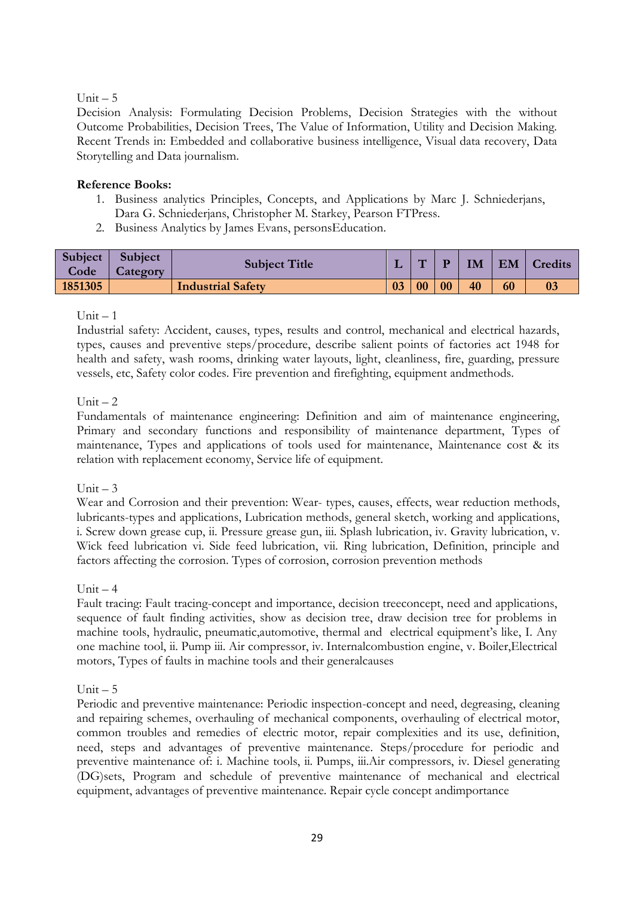Unit – 5

Decision Analysis: Formulating Decision Problems, Decision Strategies with the without Outcome Probabilities, Decision Trees, The Value of Information, Utility and Decision Making. Recent Trends in: Embedded and collaborative business intelligence, Visual data recovery, Data Storytelling and Data journalism.

**Reference Books:**

1. Business analytics Principles, Concepts, and Applications by Marc J. Schniederjans, Dara G. Schniederjans, Christopher M. Starkey, Pearson FTPress.
2. Business Analytics by James Evans, personsEducation.

| Subject Code | Subject Category | Subject Title | L | T | P | IM | EM | Credits |
|---|---|---|---|---|---|---|---|---|
| **1851305** | | **Industrial Safety** | **03** | **00** | **00** | **40** | **60** | **03** |

Unit – 1

Industrial safety: Accident, causes, types, results and control, mechanical and electrical hazards, types, causes and preventive steps/procedure, describe salient points of factories act 1948 for health and safety, wash rooms, drinking water layouts, light, cleanliness, fire, guarding, pressure vessels, etc, Safety color codes. Fire prevention and firefighting, equipment andmethods.

Unit – 2

Fundamentals of maintenance engineering: Definition and aim of maintenance engineering, Primary and secondary functions and responsibility of maintenance department, Types of maintenance, Types and applications of tools used for maintenance, Maintenance cost & its relation with replacement economy, Service life of equipment.

Unit – 3

Wear and Corrosion and their prevention: Wear- types, causes, effects, wear reduction methods, lubricants-types and applications, Lubrication methods, general sketch, working and applications, i. Screw down grease cup, ii. Pressure grease gun, iii. Splash lubrication, iv. Gravity lubrication, v. Wick feed lubrication vi. Side feed lubrication, vii. Ring lubrication, Definition, principle and factors affecting the corrosion. Types of corrosion, corrosion prevention methods

Unit – 4

Fault tracing: Fault tracing-concept and importance, decision treeconcept, need and applications, sequence of fault finding activities, show as decision tree, draw decision tree for problems in machine tools, hydraulic, pneumatic,automotive, thermal and electrical equipment's like, I. Any one machine tool, ii. Pump iii. Air compressor, iv. Internalcombustion engine, v. Boiler,Electrical motors, Types of faults in machine tools and their generalcauses

Unit – 5

Periodic and preventive maintenance: Periodic inspection-concept and need, degreasing, cleaning and repairing schemes, overhauling of mechanical components, overhauling of electrical motor, common troubles and remedies of electric motor, repair complexities and its use, definition, need, steps and advantages of preventive maintenance. Steps/procedure for periodic and preventive maintenance of: i. Machine tools, ii. Pumps, iii.Air compressors, iv. Diesel generating (DG)sets, Program and schedule of preventive maintenance of mechanical and electrical equipment, advantages of preventive maintenance. Repair cycle concept andimportance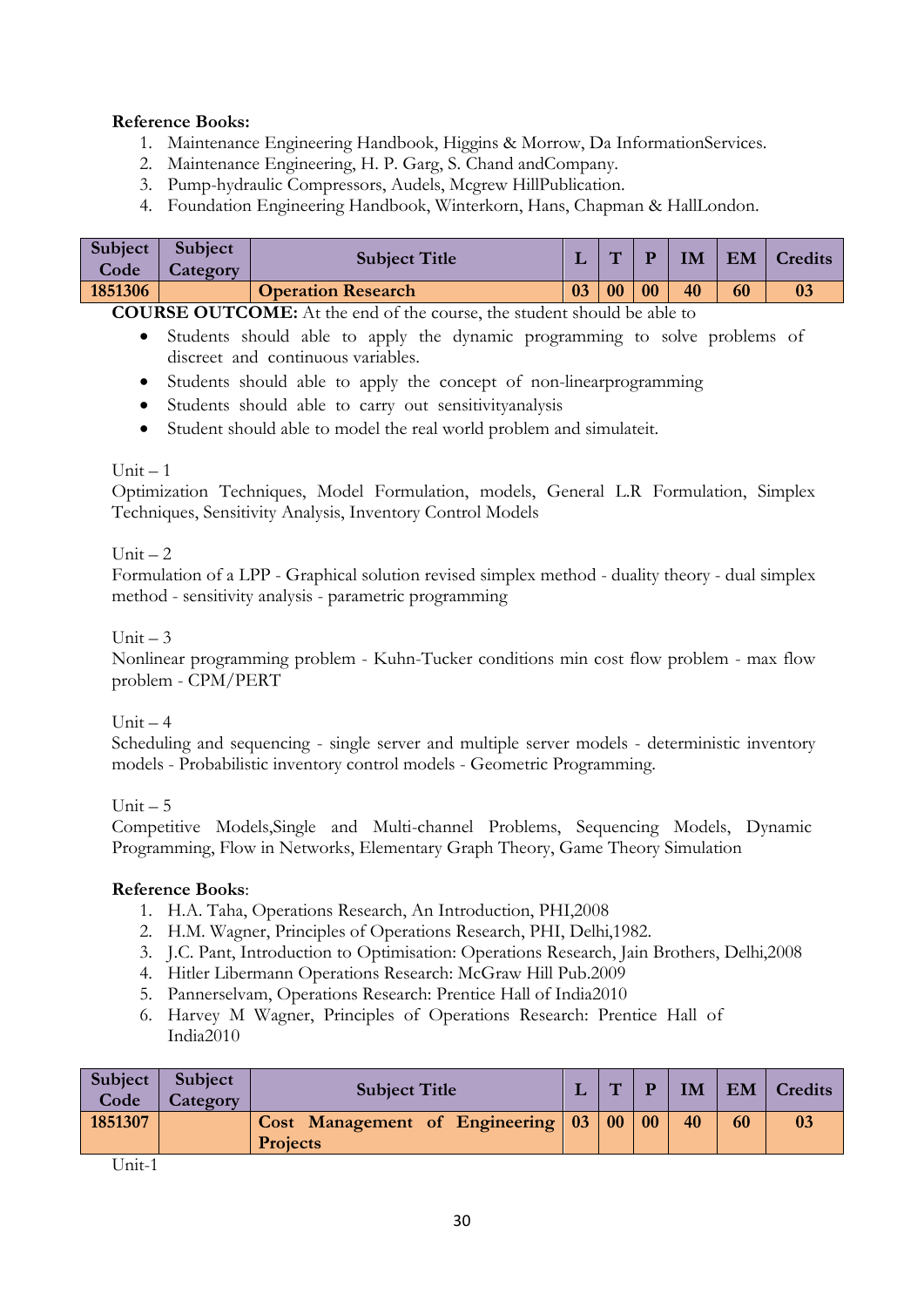**Reference Books:**

1. Maintenance Engineering Handbook, Higgins & Morrow, Da InformationServices.
2. Maintenance Engineering, H. P. Garg, S. Chand andCompany.
3. Pump-hydraulic Compressors, Audels, Mcgrew HillPublication.
4. Foundation Engineering Handbook, Winterkorn, Hans, Chapman & HallLondon.

| Subject Code | Subject Category | Subject Title | L | T | P | IM | EM | Credits |
|---|---|---|---|---|---|---|---|---|
| **1851306** | | **Operation Research** | **03** | **00** | **00** | **40** | **60** | **03** |

**COURSE OUTCOME:** At the end of the course, the student should be able to

- Students should able to apply the dynamic programming to solve problems of discreet and continuous variables.
- Students should able to apply the concept of non-linearprogramming
- Students should able to carry out sensitivityanalysis
- Student should able to model the real world problem and simulateit.

Unit – 1

Optimization Techniques, Model Formulation, models, General L.R Formulation, Simplex Techniques, Sensitivity Analysis, Inventory Control Models

Unit – 2

Formulation of a LPP - Graphical solution revised simplex method - duality theory - dual simplex method - sensitivity analysis - parametric programming

Unit – 3

Nonlinear programming problem - Kuhn-Tucker conditions min cost flow problem - max flow problem - CPM/PERT

Unit – 4

Scheduling and sequencing - single server and multiple server models - deterministic inventory models - Probabilistic inventory control models - Geometric Programming.

Unit – 5

Competitive Models,Single and Multi-channel Problems, Sequencing Models, Dynamic Programming, Flow in Networks, Elementary Graph Theory, Game Theory Simulation

**Reference Books**:

1. H.A. Taha, Operations Research, An Introduction, PHI,2008
2. H.M. Wagner, Principles of Operations Research, PHI, Delhi,1982.
3. J.C. Pant, Introduction to Optimisation: Operations Research, Jain Brothers, Delhi,2008
4. Hitler Libermann Operations Research: McGraw Hill Pub.2009
5. Pannerselvam, Operations Research: Prentice Hall of India2010
6. Harvey M Wagner, Principles of Operations Research: Prentice Hall of India2010

| Subject Code | Subject Category | Subject Title | L | T | P | IM | EM | Credits |
|---|---|---|---|---|---|---|---|---|
| **1851307** | | **Cost Management of Engineering Projects** | **03** | **00** | **00** | **40** | **60** | **03** |

Unit-1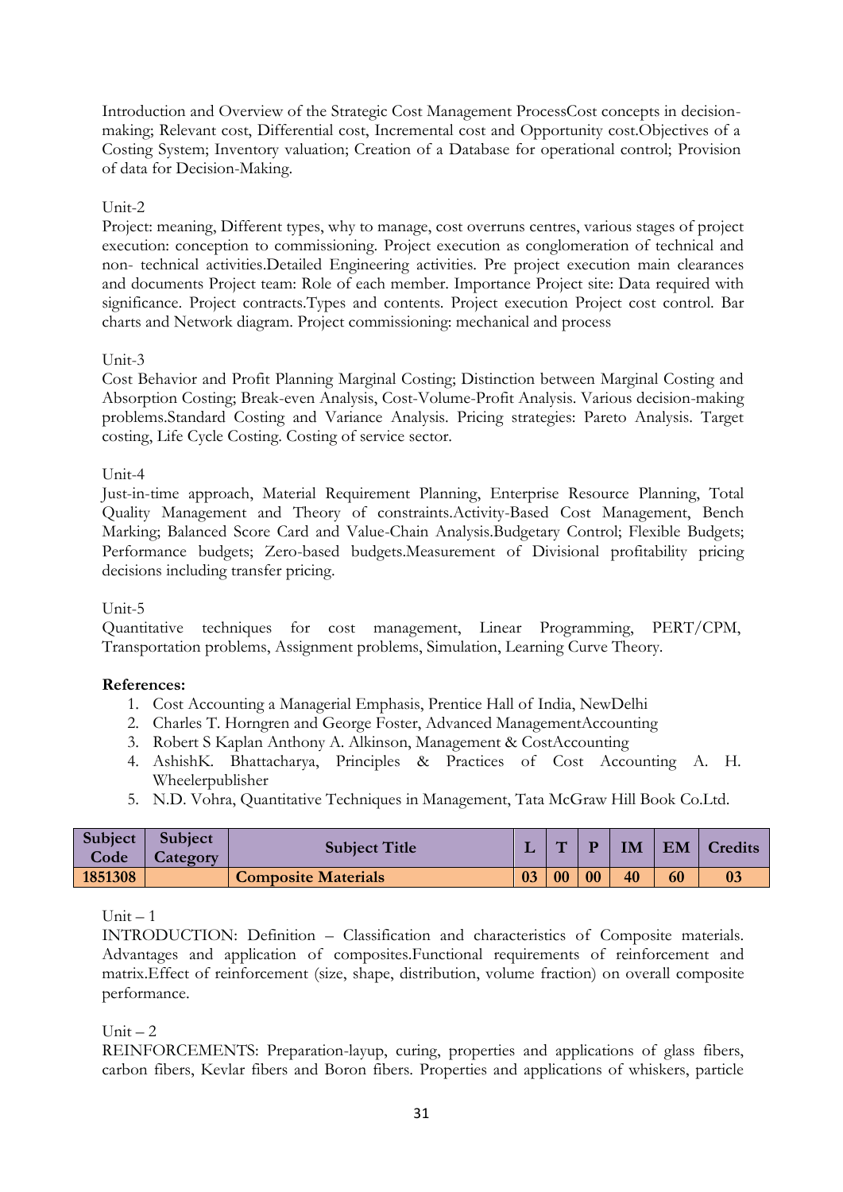Introduction and Overview of the Strategic Cost Management ProcessCost concepts in decision-making; Relevant cost, Differential cost, Incremental cost and Opportunity cost.Objectives of a Costing System; Inventory valuation; Creation of a Database for operational control; Provision of data for Decision-Making.

Unit-2

Project: meaning, Different types, why to manage, cost overruns centres, various stages of project execution: conception to commissioning. Project execution as conglomeration of technical and non- technical activities.Detailed Engineering activities. Pre project execution main clearances and documents Project team: Role of each member. Importance Project site: Data required with significance. Project contracts.Types and contents. Project execution Project cost control. Bar charts and Network diagram. Project commissioning: mechanical and process

Unit-3

Cost Behavior and Profit Planning Marginal Costing; Distinction between Marginal Costing and Absorption Costing; Break-even Analysis, Cost-Volume-Profit Analysis. Various decision-making problems.Standard Costing and Variance Analysis. Pricing strategies: Pareto Analysis. Target costing, Life Cycle Costing. Costing of service sector.

Unit-4

Just-in-time approach, Material Requirement Planning, Enterprise Resource Planning, Total Quality Management and Theory of constraints.Activity-Based Cost Management, Bench Marking; Balanced Score Card and Value-Chain Analysis.Budgetary Control; Flexible Budgets; Performance budgets; Zero-based budgets.Measurement of Divisional profitability pricing decisions including transfer pricing.

Unit-5

Quantitative techniques for cost management, Linear Programming, PERT/CPM, Transportation problems, Assignment problems, Simulation, Learning Curve Theory.

**References:**

1. Cost Accounting a Managerial Emphasis, Prentice Hall of India, NewDelhi
2. Charles T. Horngren and George Foster, Advanced ManagementAccounting
3. Robert S Kaplan Anthony A. Alkinson, Management & CostAccounting
4. AshishK. Bhattacharya, Principles & Practices of Cost Accounting A. H. Wheelerpublisher
5. N.D. Vohra, Quantitative Techniques in Management, Tata McGraw Hill Book Co.Ltd.

| Subject Code | Subject Category | Subject Title | L | T | P | IM | EM | Credits |
|---|---|---|---|---|---|---|---|---|
| 1851308 | | Composite Materials | 03 | 00 | 00 | 40 | 60 | 03 |

Unit – 1

INTRODUCTION: Definition – Classification and characteristics of Composite materials. Advantages and application of composites.Functional requirements of reinforcement and matrix.Effect of reinforcement (size, shape, distribution, volume fraction) on overall composite performance.

Unit – 2

REINFORCEMENTS: Preparation-layup, curing, properties and applications of glass fibers, carbon fibers, Kevlar fibers and Boron fibers. Properties and applications of whiskers, particle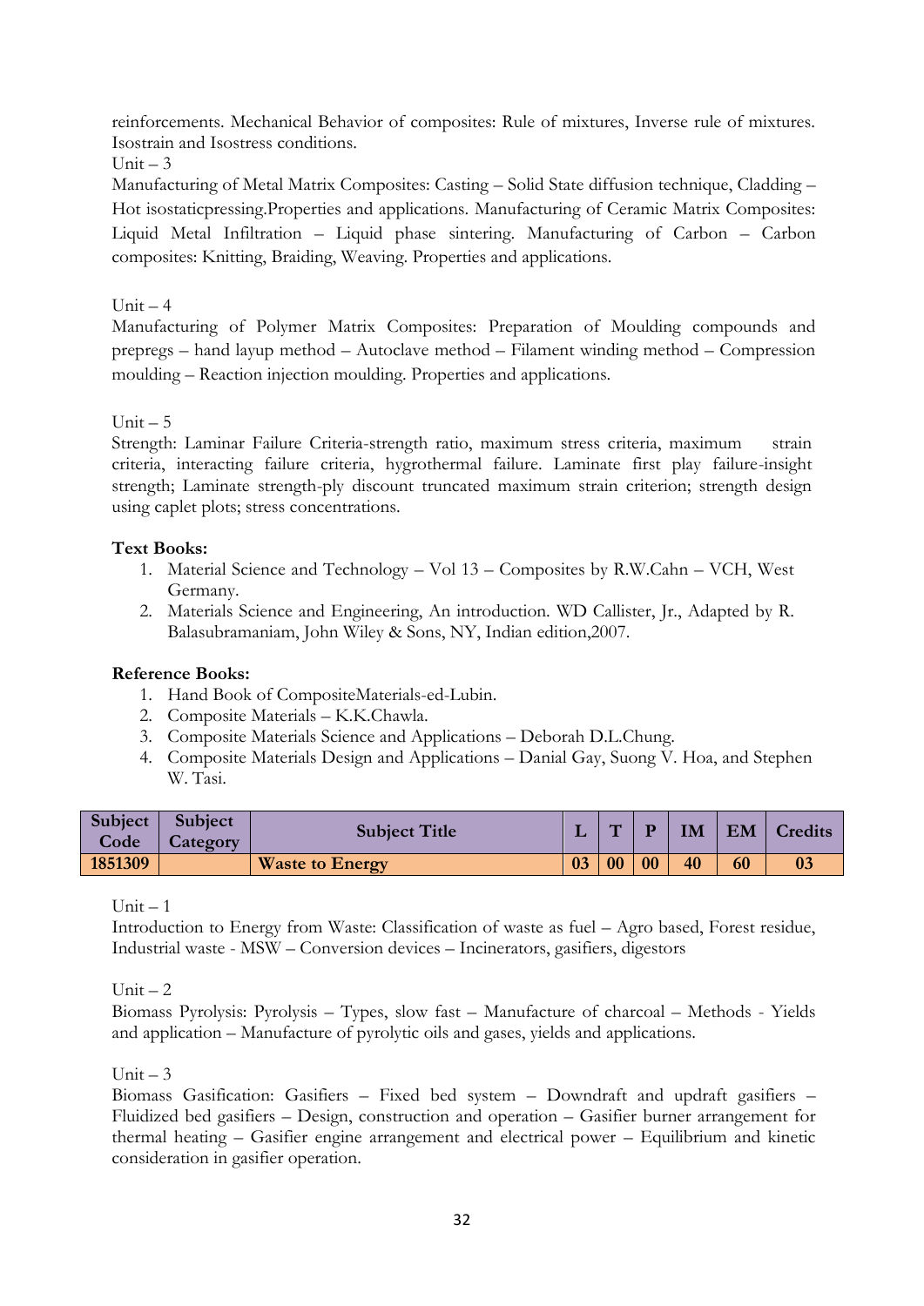reinforcements. Mechanical Behavior of composites: Rule of mixtures, Inverse rule of mixtures. Isostrain and Isostress conditions.

Unit – 3

Manufacturing of Metal Matrix Composites: Casting – Solid State diffusion technique, Cladding – Hot isostaticpressing.Properties and applications. Manufacturing of Ceramic Matrix Composites: Liquid Metal Infiltration – Liquid phase sintering. Manufacturing of Carbon – Carbon composites: Knitting, Braiding, Weaving. Properties and applications.

Unit – 4

Manufacturing of Polymer Matrix Composites: Preparation of Moulding compounds and prepregs – hand layup method – Autoclave method – Filament winding method – Compression moulding – Reaction injection moulding. Properties and applications.

Unit – 5

Strength: Laminar Failure Criteria-strength ratio, maximum stress criteria, maximum strain criteria, interacting failure criteria, hygrothermal failure. Laminate first play failure-insight strength; Laminate strength-ply discount truncated maximum strain criterion; strength design using caplet plots; stress concentrations.

**Text Books:**

1. Material Science and Technology – Vol 13 – Composites by R.W.Cahn – VCH, West Germany.
2. Materials Science and Engineering, An introduction. WD Callister, Jr., Adapted by R. Balasubramaniam, John Wiley & Sons, NY, Indian edition,2007.

**Reference Books:**

1. Hand Book of CompositeMaterials-ed-Lubin.
2. Composite Materials – K.K.Chawla.
3. Composite Materials Science and Applications – Deborah D.L.Chung.
4. Composite Materials Design and Applications – Danial Gay, Suong V. Hoa, and Stephen W. Tasi.

| Subject Code | Subject Category | Subject Title | L | T | P | IM | EM | Credits |
|---|---|---|---|---|---|---|---|---|
| 1851309 | | Waste to Energy | 03 | 00 | 00 | 40 | 60 | 03 |

Unit – 1

Introduction to Energy from Waste: Classification of waste as fuel – Agro based, Forest residue, Industrial waste - MSW – Conversion devices – Incinerators, gasifiers, digestors

Unit – 2

Biomass Pyrolysis: Pyrolysis – Types, slow fast – Manufacture of charcoal – Methods - Yields and application – Manufacture of pyrolytic oils and gases, yields and applications.

Unit – 3

Biomass Gasification: Gasifiers – Fixed bed system – Downdraft and updraft gasifiers – Fluidized bed gasifiers – Design, construction and operation – Gasifier burner arrangement for thermal heating – Gasifier engine arrangement and electrical power – Equilibrium and kinetic consideration in gasifier operation.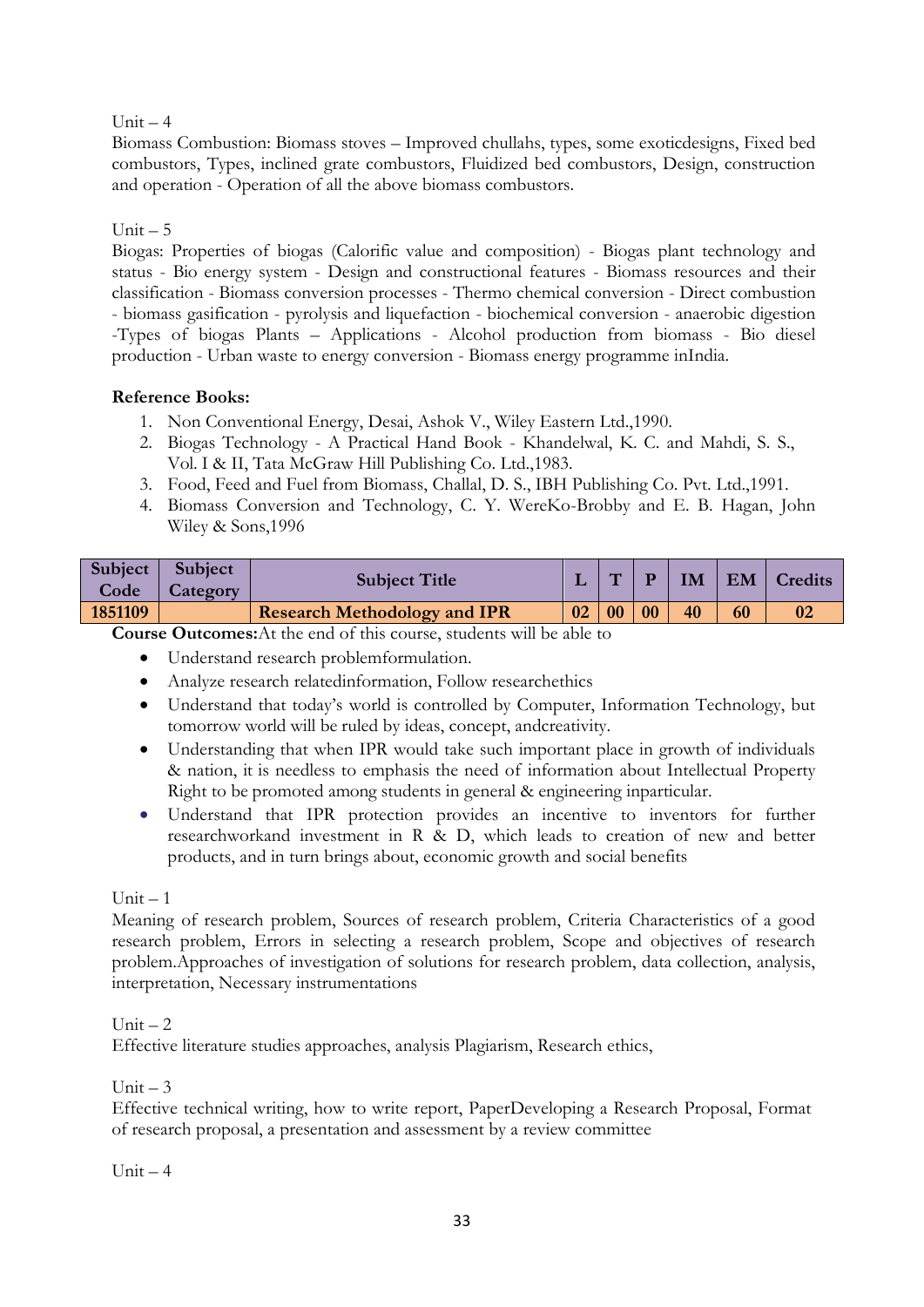Unit – 4

Biomass Combustion: Biomass stoves – Improved chullahs, types, some exoticdesigns, Fixed bed combustors, Types, inclined grate combustors, Fluidized bed combustors, Design, construction and operation - Operation of all the above biomass combustors.

Unit – 5

Biogas: Properties of biogas (Calorific value and composition) - Biogas plant technology and status - Bio energy system - Design and constructional features - Biomass resources and their classification - Biomass conversion processes - Thermo chemical conversion - Direct combustion - biomass gasification - pyrolysis and liquefaction - biochemical conversion - anaerobic digestion -Types of biogas Plants – Applications - Alcohol production from biomass - Bio diesel production - Urban waste to energy conversion - Biomass energy programme inIndia.

**Reference Books:**

1. Non Conventional Energy, Desai, Ashok V., Wiley Eastern Ltd.,1990.
2. Biogas Technology - A Practical Hand Book - Khandelwal, K. C. and Mahdi, S. S., Vol. I & II, Tata McGraw Hill Publishing Co. Ltd.,1983.
3. Food, Feed and Fuel from Biomass, Challal, D. S., IBH Publishing Co. Pvt. Ltd.,1991.
4. Biomass Conversion and Technology, C. Y. WereKo-Brobby and E. B. Hagan, John Wiley & Sons,1996

| Subject Code | Subject Category | Subject Title | L | T | P | IM | EM | Credits |
|---|---|---|---|---|---|---|---|---|
| **1851109** | | **Research Methodology and IPR** | **02** | **00** | **00** | **40** | **60** | **02** |

**Course Outcomes:**At the end of this course, students will be able to

- Understand research problemformulation.
- Analyze research relatedinformation, Follow researchethics
- Understand that today's world is controlled by Computer, Information Technology, but tomorrow world will be ruled by ideas, concept, andcreativity.
- Understanding that when IPR would take such important place in growth of individuals & nation, it is needless to emphasis the need of information about Intellectual Property Right to be promoted among students in general & engineering inparticular.
- Understand that IPR protection provides an incentive to inventors for further researchworkand investment in R & D, which leads to creation of new and better products, and in turn brings about, economic growth and social benefits

Unit – 1

Meaning of research problem, Sources of research problem, Criteria Characteristics of a good research problem, Errors in selecting a research problem, Scope and objectives of research problem.Approaches of investigation of solutions for research problem, data collection, analysis, interpretation, Necessary instrumentations

Unit – 2

Effective literature studies approaches, analysis Plagiarism, Research ethics,

Unit – 3

Effective technical writing, how to write report, PaperDeveloping a Research Proposal, Format of research proposal, a presentation and assessment by a review committee

Unit – 4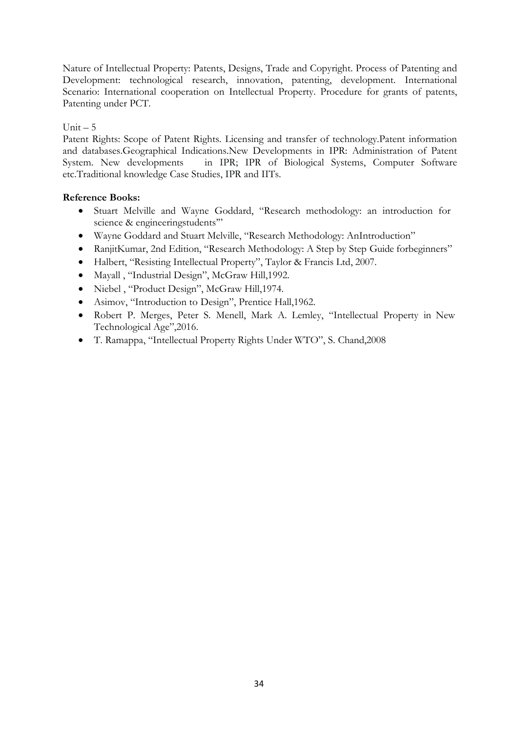Nature of Intellectual Property: Patents, Designs, Trade and Copyright. Process of Patenting and Development: technological research, innovation, patenting, development. International Scenario: International cooperation on Intellectual Property. Procedure for grants of patents, Patenting under PCT.

Unit – 5

Patent Rights: Scope of Patent Rights. Licensing and transfer of technology.Patent information and databases.Geographical Indications.New Developments in IPR: Administration of Patent System. New developments in IPR; IPR of Biological Systems, Computer Software etc.Traditional knowledge Case Studies, IPR and IITs.

**Reference Books:**

- Stuart Melville and Wayne Goddard, "Research methodology: an introduction for science & engineeringstudents'"
- Wayne Goddard and Stuart Melville, "Research Methodology: AnIntroduction"
- RanjitKumar, 2nd Edition, "Research Methodology: A Step by Step Guide forbeginners"
- Halbert, "Resisting Intellectual Property", Taylor & Francis Ltd, 2007.
- Mayall , "Industrial Design", McGraw Hill,1992.
- Niebel , "Product Design", McGraw Hill,1974.
- Asimov, "Introduction to Design", Prentice Hall,1962.
- Robert P. Merges, Peter S. Menell, Mark A. Lemley, "Intellectual Property in New Technological Age",2016.
- T. Ramappa, "Intellectual Property Rights Under WTO", S. Chand,2008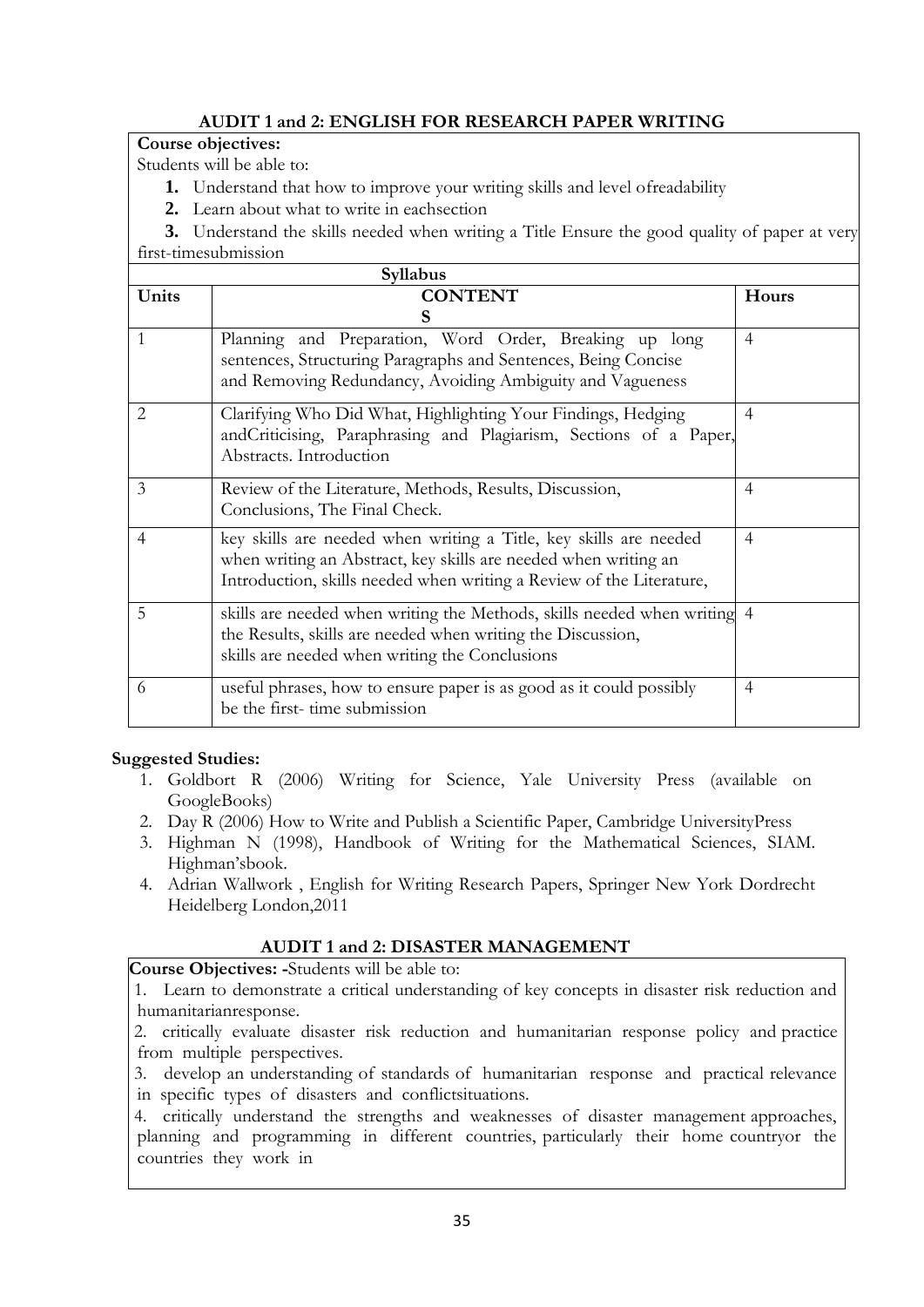## AUDIT 1 and 2: ENGLISH FOR RESEARCH PAPER WRITING

**Course objectives:**

Students will be able to:

1. Understand that how to improve your writing skills and level ofreadability
2. Learn about what to write in eachsection
3. Understand the skills needed when writing a Title Ensure the good quality of paper at very first-timesubmission

| Syllabus | | |
|---|---|---|
| **Units** | **CONTENTS** | **Hours** |
| 1 | Planning and Preparation, Word Order, Breaking up long sentences, Structuring Paragraphs and Sentences, Being Concise and Removing Redundancy, Avoiding Ambiguity and Vagueness | 4 |
| 2 | Clarifying Who Did What, Highlighting Your Findings, Hedging andCriticising, Paraphrasing and Plagiarism, Sections of a Paper, Abstracts. Introduction | 4 |
| 3 | Review of the Literature, Methods, Results, Discussion, Conclusions, The Final Check. | 4 |
| 4 | key skills are needed when writing a Title, key skills are needed when writing an Abstract, key skills are needed when writing an Introduction, skills needed when writing a Review of the Literature, | 4 |
| 5 | skills are needed when writing the Methods, skills needed when writing the Results, skills are needed when writing the Discussion, skills are needed when writing the Conclusions | 4 |
| 6 | useful phrases, how to ensure paper is as good as it could possibly be the first- time submission | 4 |

**Suggested Studies:**

1. Goldbort R (2006) Writing for Science, Yale University Press (available on GoogleBooks)
2. Day R (2006) How to Write and Publish a Scientific Paper, Cambridge UniversityPress
3. Highman N (1998), Handbook of Writing for the Mathematical Sciences, SIAM. Highman'sbook.
4. Adrian Wallwork , English for Writing Research Papers, Springer New York Dordrecht Heidelberg London,2011

## AUDIT 1 and 2: DISASTER MANAGEMENT

**Course Objectives: -**Students will be able to:

1. Learn to demonstrate a critical understanding of key concepts in disaster risk reduction and humanitarianresponse.
2. critically evaluate disaster risk reduction and humanitarian response policy and practice from multiple perspectives.
3. develop an understanding of standards of humanitarian response and practical relevance in specific types of disasters and conflictsituations.
4. critically understand the strengths and weaknesses of disaster management approaches, planning and programming in different countries, particularly their home countryor the countries they work in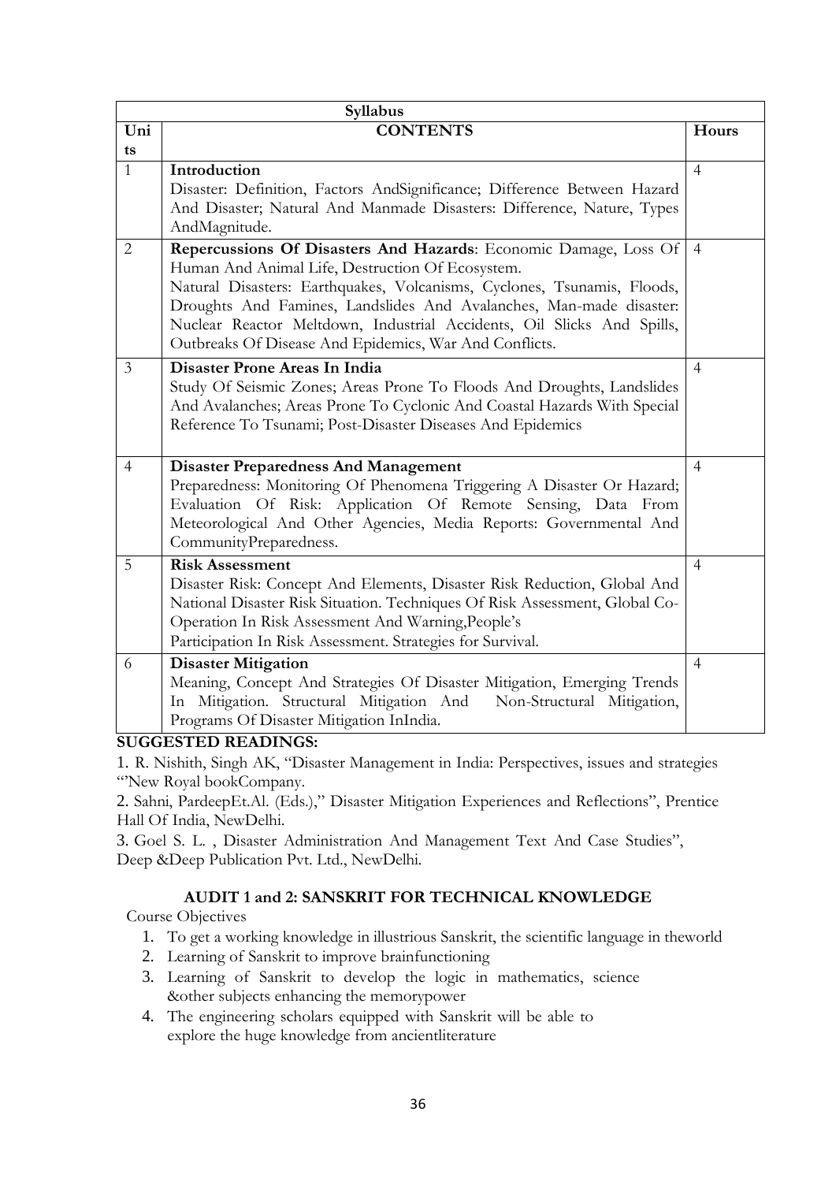| Syllabus | | |
|---|---|---|
| Units | CONTENTS | Hours |
| 1 | **Introduction**<br>Disaster: Definition, Factors AndSignificance; Difference Between Hazard And Disaster; Natural And Manmade Disasters: Difference, Nature, Types AndMagnitude. | 4 |
| 2 | **Repercussions Of Disasters And Hazards**: Economic Damage, Loss Of Human And Animal Life, Destruction Of Ecosystem.<br>Natural Disasters: Earthquakes, Volcanisms, Cyclones, Tsunamis, Floods, Droughts And Famines, Landslides And Avalanches, Man-made disaster: Nuclear Reactor Meltdown, Industrial Accidents, Oil Slicks And Spills, Outbreaks Of Disease And Epidemics, War And Conflicts. | 4 |
| 3 | **Disaster Prone Areas In India**<br>Study Of Seismic Zones; Areas Prone To Floods And Droughts, Landslides And Avalanches; Areas Prone To Cyclonic And Coastal Hazards With Special Reference To Tsunami; Post-Disaster Diseases And Epidemics | 4 |
| 4 | **Disaster Preparedness And Management**<br>Preparedness: Monitoring Of Phenomena Triggering A Disaster Or Hazard; Evaluation Of Risk: Application Of Remote Sensing, Data From Meteorological And Other Agencies, Media Reports: Governmental And CommunityPreparedness. | 4 |
| 5 | **Risk Assessment**<br>Disaster Risk: Concept And Elements, Disaster Risk Reduction, Global And National Disaster Risk Situation. Techniques Of Risk Assessment, Global Co-Operation In Risk Assessment And Warning,People's Participation In Risk Assessment. Strategies for Survival. | 4 |
| 6 | **Disaster Mitigation**<br>Meaning, Concept And Strategies Of Disaster Mitigation, Emerging Trends In Mitigation. Structural Mitigation And Non-Structural Mitigation, Programs Of Disaster Mitigation InIndia. | 4 |

**SUGGESTED READINGS:**

1. R. Nishith, Singh AK, "Disaster Management in India: Perspectives, issues and strategies '"New Royal bookCompany.
2. Sahni, PardeepEt.Al. (Eds.)," Disaster Mitigation Experiences and Reflections", Prentice Hall Of India, NewDelhi.
3. Goel S. L. , Disaster Administration And Management Text And Case Studies", Deep &Deep Publication Pvt. Ltd., NewDelhi.

## AUDIT 1 and 2: SANSKRIT FOR TECHNICAL KNOWLEDGE

Course Objectives

1. To get a working knowledge in illustrious Sanskrit, the scientific language in theworld
2. Learning of Sanskrit to improve brainfunctioning
3. Learning of Sanskrit to develop the logic in mathematics, science &other subjects enhancing the memorypower
4. The engineering scholars equipped with Sanskrit will be able to explore the huge knowledge from ancientliterature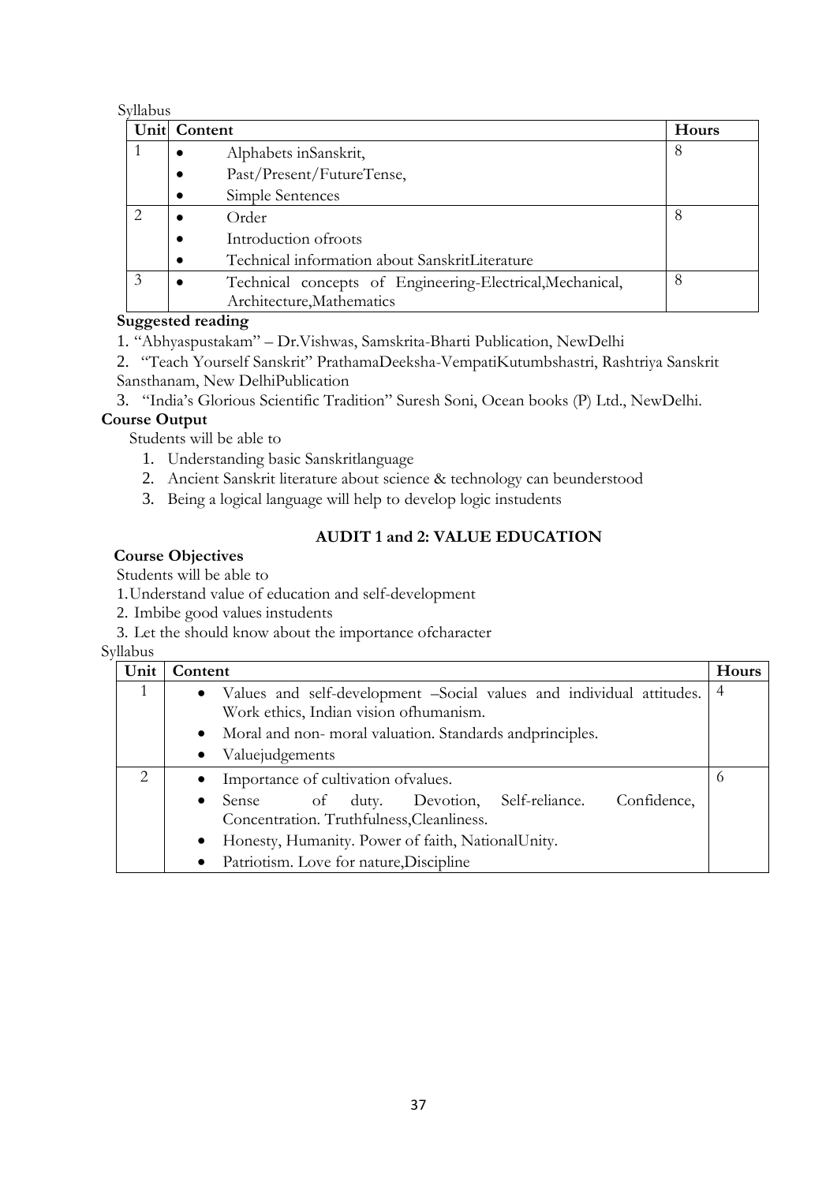Syllabus

| Unit | Content | Hours |
|---|---|---|
| 1 | • Alphabets inSanskrit,<br>• Past/Present/FutureTense,<br>• Simple Sentences | 8 |
| 2 | • Order<br>• Introduction ofroots<br>• Technical information about SanskritLiterature | 8 |
| 3 | • Technical concepts of Engineering-Electrical,Mechanical, Architecture,Mathematics | 8 |

**Suggested reading**

1. "Abhyaspustakam" – Dr.Vishwas, Samskrita-Bharti Publication, NewDelhi
2. "Teach Yourself Sanskrit" PrathamaDeeksha-VempatiKutumbshastri, Rashtriya Sanskrit Sansthanam, New DelhiPublication
3. "India's Glorious Scientific Tradition" Suresh Soni, Ocean books (P) Ltd., NewDelhi.

**Course Output**

Students will be able to

1. Understanding basic Sanskritlanguage
2. Ancient Sanskrit literature about science & technology can beunderstood
3. Being a logical language will help to develop logic instudents

### AUDIT 1 and 2: VALUE EDUCATION

**Course Objectives**

Students will be able to

1. Understand value of education and self-development
2. Imbibe good values instudents
3. Let the should know about the importance ofcharacter

Syllabus

| Unit | Content | Hours |
|---|---|---|
| 1 | • Values and self-development –Social values and individual attitudes. Work ethics, Indian vision ofhumanism.<br>• Moral and non- moral valuation. Standards andprinciples.<br>• Valuejudgements | 4 |
| 2 | • Importance of cultivation ofvalues.<br>• Sense of duty. Devotion, Self-reliance. Confidence, Concentration. Truthfulness,Cleanliness.<br>• Honesty, Humanity. Power of faith, NationalUnity.<br>• Patriotism. Love for nature,Discipline | 6 |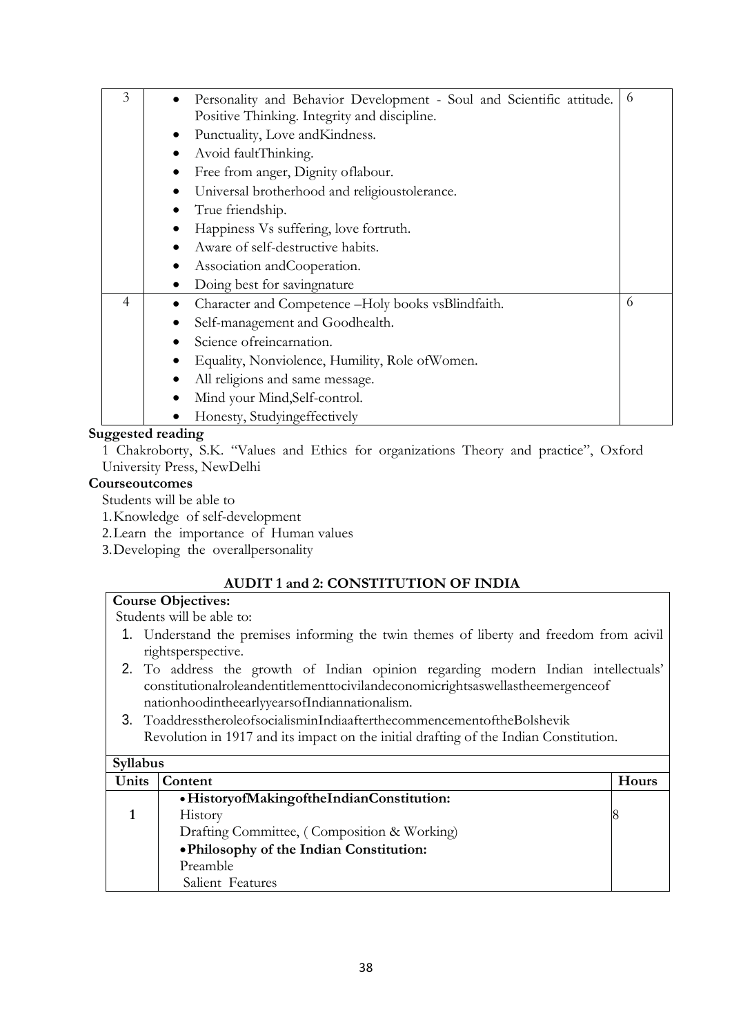| 3 | • Personality and Behavior Development - Soul and Scientific attitude. Positive Thinking. Integrity and discipline.<br>• Punctuality, Love andKindness.<br>• Avoid faultThinking.<br>• Free from anger, Dignity oflabour.<br>• Universal brotherhood and religioustolerance.<br>• True friendship.<br>• Happiness Vs suffering, love fortruth.<br>• Aware of self-destructive habits.<br>• Association andCooperation.<br>• Doing best for savingnature | 6 |
|---|---|---|
| 4 | • Character and Competence –Holy books vsBlindfaith.<br>• Self-management and Goodhealth.<br>• Science ofreincarnation.<br>• Equality, Nonviolence, Humility, Role ofWomen.<br>• All religions and same message.<br>• Mind your Mind,Self-control.<br>• Honesty, Studyingeffectively | 6 |

**Suggested reading**

1 Chakroborty, S.K. "Values and Ethics for organizations Theory and practice", Oxford University Press, NewDelhi

**Courseoutcomes**

Students will be able to

1. Knowledge of self-development
2. Learn the importance of Human values
3. Developing the overallpersonality

### AUDIT 1 and 2: CONSTITUTION OF INDIA

**Course Objectives:**

Students will be able to:

1. Understand the premises informing the twin themes of liberty and freedom from acivil rightsperspective.
2. To address the growth of Indian opinion regarding modern Indian intellectuals' constitutionalroleandentitlementtocivilandeconomicrightsaswellastheemergenceof nationhoodintheearlyyearsofIndiannationalism.
3. ToaddresstheroleofsocialisminIndiaafterthecommencementoftheBolshevik Revolution in 1917 and its impact on the initial drafting of the Indian Constitution.

**Syllabus**

| Units | Content | Hours |
|---|---|---|
| 1 | • **HistoryofMakingoftheIndianConstitution:**<br>History<br>Drafting Committee, ( Composition & Working)<br>• **Philosophy of the Indian Constitution:**<br>Preamble<br>Salient Features | 8 |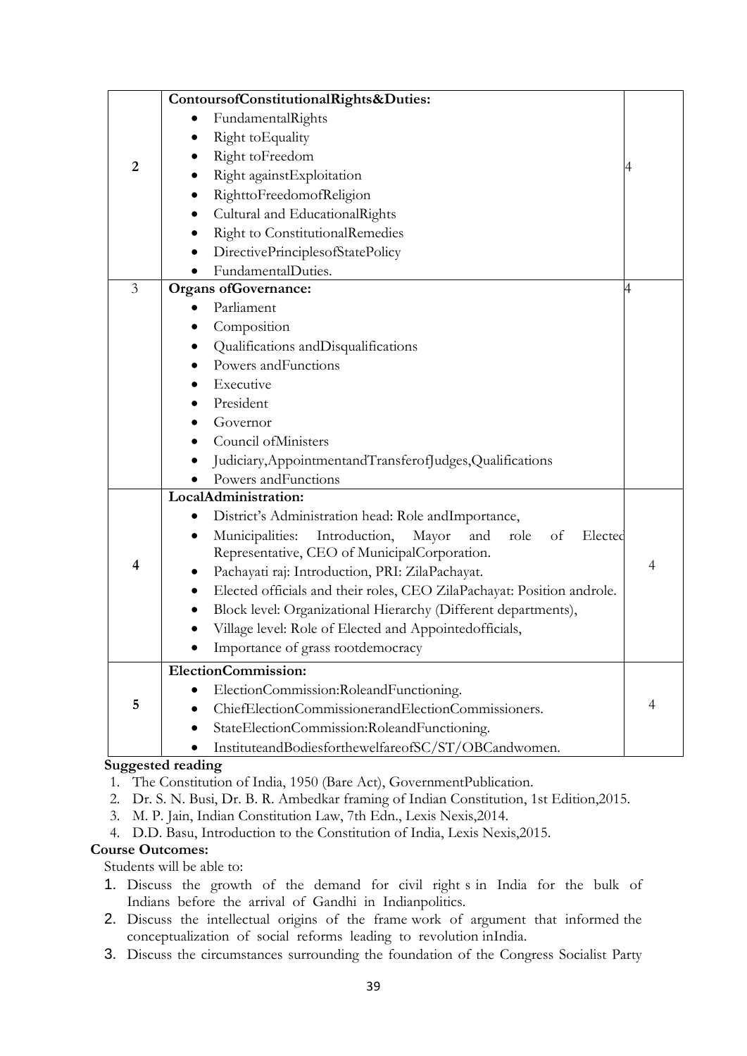| | | |
|---|---|---|
| 2 | **ContoursofConstitutionalRights&Duties:**<br>• FundamentalRights<br>• Right toEquality<br>• Right toFreedom<br>• Right againstExploitation<br>• RighttoFreedomofReligion<br>• Cultural and EducationalRights<br>• Right to ConstitutionalRemedies<br>• DirectivePrinciplesofStatePolicy<br>• FundamentalDuties. | 4 |
| 3 | **Organs ofGovernance:**<br>• Parliament<br>• Composition<br>• Qualifications andDisqualifications<br>• Powers andFunctions<br>• Executive<br>• President<br>• Governor<br>• Council ofMinisters<br>• Judiciary,AppointmentandTransferofJudges,Qualifications<br>• Powers andFunctions | 4 |
| 4 | **LocalAdministration:**<br>• District's Administration head: Role andImportance,<br>• Municipalities: Introduction, Mayor and role of Elected Representative, CEO of MunicipalCorporation.<br>• Pachayati raj: Introduction, PRI: ZilaPachayat.<br>• Elected officials and their roles, CEO ZilaPachayat: Position androle.<br>• Block level: Organizational Hierarchy (Different departments),<br>• Village level: Role of Elected and Appointedofficials,<br>• Importance of grass rootdemocracy | 4 |
| 5 | **ElectionCommission:**<br>• ElectionCommission:RoleandFunctioning.<br>• ChiefElectionCommissionerandElectionCommissioners.<br>• StateElectionCommission:RoleandFunctioning.<br>• InstituteandBodiesforthewelfareofSC/ST/OBCandwomen. | 4 |

**Suggested reading**

1. The Constitution of India, 1950 (Bare Act), GovernmentPublication.
2. Dr. S. N. Busi, Dr. B. R. Ambedkar framing of Indian Constitution, 1st Edition,2015.
3. M. P. Jain, Indian Constitution Law, 7th Edn., Lexis Nexis,2014.
4. D.D. Basu, Introduction to the Constitution of India, Lexis Nexis,2015.

**Course Outcomes:**

Students will be able to:

1. Discuss the growth of the demand for civil right s in India for the bulk of Indians before the arrival of Gandhi in Indianpolitics.
2. Discuss the intellectual origins of the frame work of argument that informed the conceptualization of social reforms leading to revolution inIndia.
3. Discuss the circumstances surrounding the foundation of the Congress Socialist Party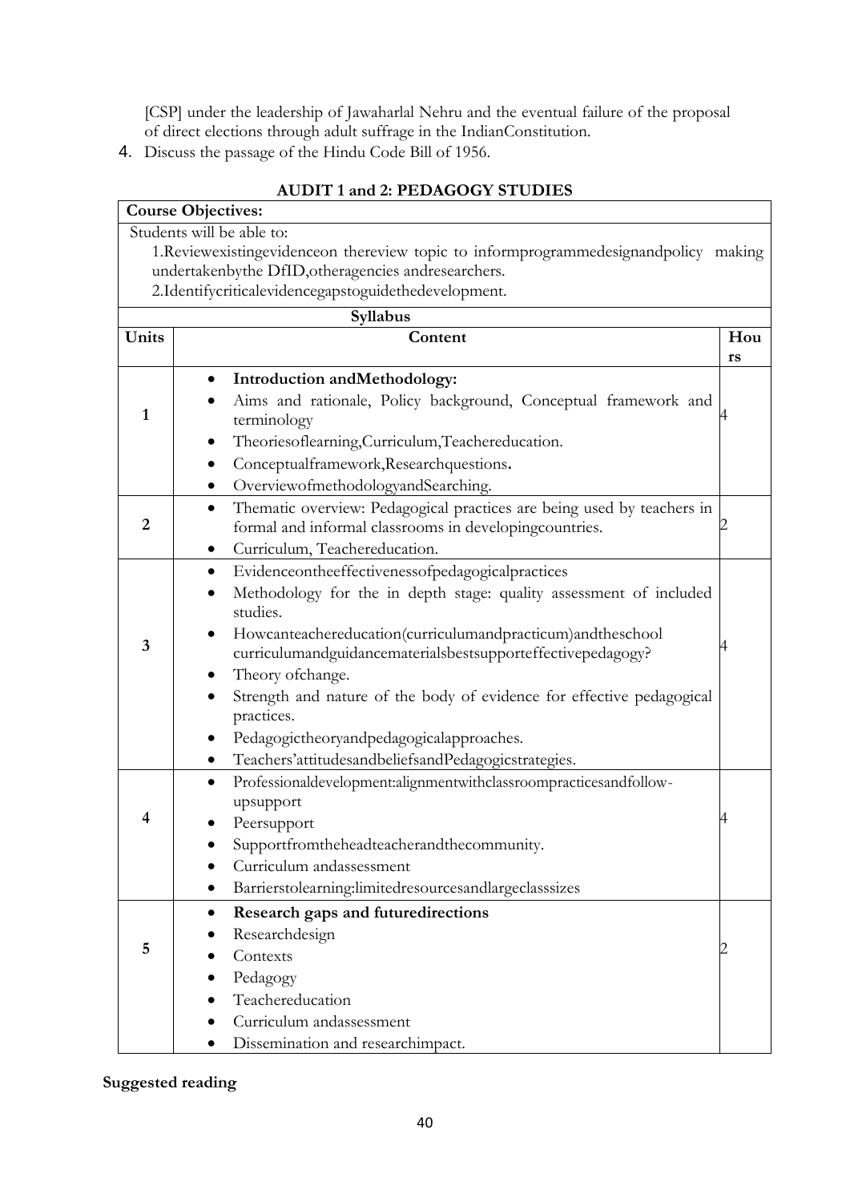[CSP] under the leadership of Jawaharlal Nehru and the eventual failure of the proposal of direct elections through adult suffrage in the IndianConstitution.

4. Discuss the passage of the Hindu Code Bill of 1956.

## AUDIT 1 and 2: PEDAGOGY STUDIES

**Course Objectives:**

Students will be able to:

1. Reviewexistingevidenceon thereview topic to informprogrammedesignandpolicy making undertakenbythe DfID,otheragencies andresearchers.
2. Identifycriticalevidencegapstoguidethedevelopment.

**Syllabus**

| Units | Content | Hours |
|---|---|---|
| 1 | • **Introduction andMethodology:**<br>• Aims and rationale, Policy background, Conceptual framework and terminology<br>• Theoriesoflearning,Curriculum,Teachereducation.<br>• Conceptualframework,Researchquestions.<br>• OverviewofmethodologyandSearching. | 4 |
| 2 | • Thematic overview: Pedagogical practices are being used by teachers in formal and informal classrooms in developingcountries.<br>• Curriculum, Teachereducation. | 2 |
| 3 | • Evidenceontheeffectivenessofpedagogicalpractices<br>• Methodology for the in depth stage: quality assessment of included studies.<br>• Howcanteachereducation(curriculumandpracticum)andtheschool curriculumandguidancematerialsbestsupporteffectivepedagogy?<br>• Theory ofchange.<br>• Strength and nature of the body of evidence for effective pedagogical practices.<br>• Pedagogictheoryandpedagogicalapproaches.<br>• Teachers'attitudesandbeliefsandPedagogicstrategies. | 4 |
| 4 | • Professionaldevelopment:alignmentwithclassroompracticesandfollow-upsupport<br>• Peersupport<br>• Supportfromtheheadteacherandthecommunity.<br>• Curriculum andassessment<br>• Barrierstolearning:limitedresourcesandlargeclasssizes | 4 |
| 5 | • **Research gaps and futuredirections**<br>• Researchdesign<br>• Contexts<br>• Pedagogy<br>• Teachereducation<br>• Curriculum andassessment<br>• Dissemination and researchimpact. | 2 |

**Suggested reading**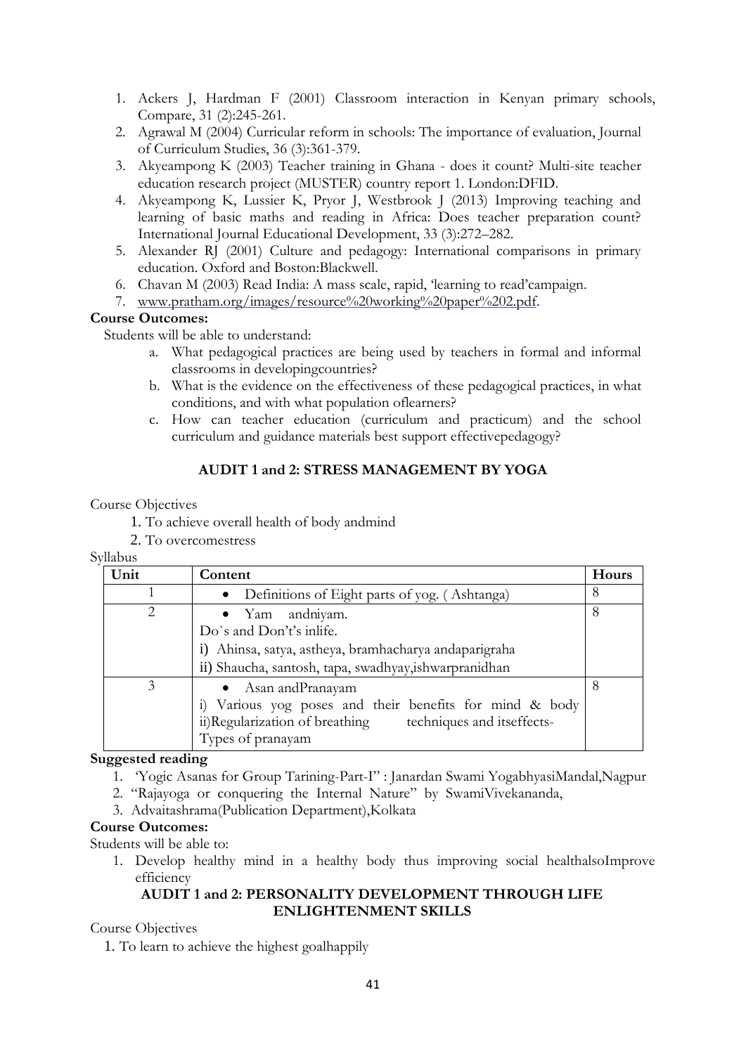1. Ackers J, Hardman F (2001) Classroom interaction in Kenyan primary schools, Compare, 31 (2):245-261.
2. Agrawal M (2004) Curricular reform in schools: The importance of evaluation, Journal of Curriculum Studies, 36 (3):361-379.
3. Akyeampong K (2003) Teacher training in Ghana - does it count? Multi-site teacher education research project (MUSTER) country report 1. London:DFID.
4. Akyeampong K, Lussier K, Pryor J, Westbrook J (2013) Improving teaching and learning of basic maths and reading in Africa: Does teacher preparation count? International Journal Educational Development, 33 (3):272–282.
5. Alexander RJ (2001) Culture and pedagogy: International comparisons in primary education. Oxford and Boston:Blackwell.
6. Chavan M (2003) Read India: A mass scale, rapid, 'learning to read'campaign.
7. www.pratham.org/images/resource%20working%20paper%202.pdf.

**Course Outcomes:**

Students will be able to understand:

a. What pedagogical practices are being used by teachers in formal and informal classrooms in developingcountries?
b. What is the evidence on the effectiveness of these pedagogical practices, in what conditions, and with what population oflearners?
c. How can teacher education (curriculum and practicum) and the school curriculum and guidance materials best support effectivepedagogy?

## AUDIT 1 and 2: STRESS MANAGEMENT BY YOGA

Course Objectives

1. To achieve overall health of body andmind
2. To overcomestress

Syllabus

| Unit | Content | Hours |
|---|---|---|
| 1 | • Definitions of Eight parts of yog. ( Ashtanga) | 8 |
| 2 | • Yam andniyam.<br>Do`s and Don't's inlife.<br>i) Ahinsa, satya, astheya, bramhacharya andaparigraha<br>ii) Shaucha, santosh, tapa, swadhyay,ishwarpranidhan | 8 |
| 3 | • Asan andPranayam<br>i) Various yog poses and their benefits for mind & body<br>ii)Regularization of breathing techniques and itseffects-<br>Types of pranayam | 8 |

**Suggested reading**

1. 'Yogic Asanas for Group Tarining-Part-I" : Janardan Swami YogabhyasiMandal,Nagpur
2. "Rajayoga or conquering the Internal Nature" by SwamiVivekananda,
3. Advaitashrama(Publication Department),Kolkata

**Course Outcomes:**

Students will be able to:

1. Develop healthy mind in a healthy body thus improving social healthalsoImprove efficiency

## AUDIT 1 and 2: PERSONALITY DEVELOPMENT THROUGH LIFE ENLIGHTENMENT SKILLS

Course Objectives

1. To learn to achieve the highest goalhappily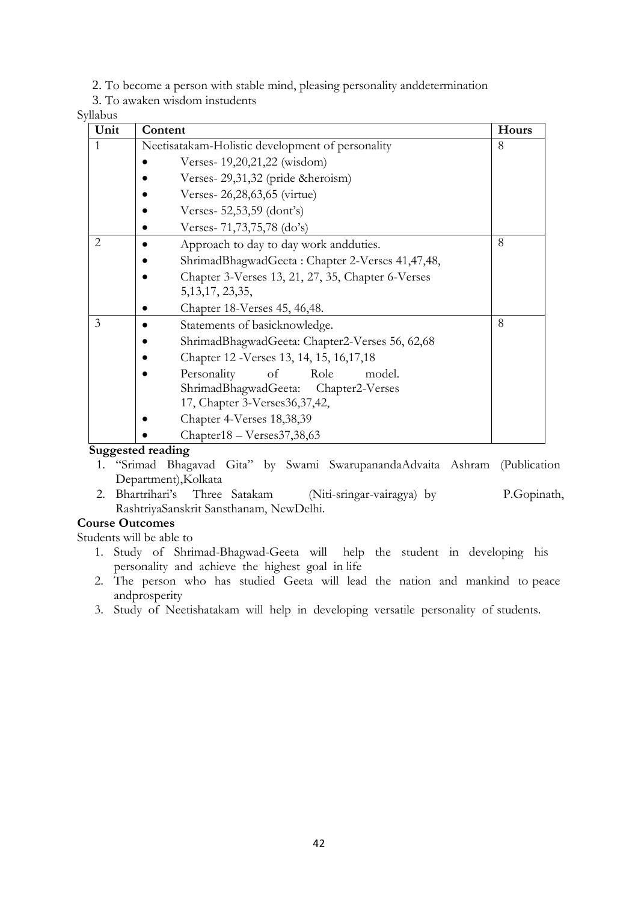2. To become a person with stable mind, pleasing personality anddetermination

3. To awaken wisdom instudents

Syllabus

| Unit | Content | Hours |
|---|---|---|
| 1 | Neetisatakam-Holistic development of personality<br>• Verses- 19,20,21,22 (wisdom)<br>• Verses- 29,31,32 (pride &heroism)<br>• Verses- 26,28,63,65 (virtue)<br>• Verses- 52,53,59 (dont's)<br>• Verses- 71,73,75,78 (do's) | 8 |
| 2 | • Approach to day to day work andduties.<br>• ShrimadBhagwadGeeta : Chapter 2-Verses 41,47,48,<br>• Chapter 3-Verses 13, 21, 27, 35, Chapter 6-Verses 5,13,17, 23,35,<br>• Chapter 18-Verses 45, 46,48. | 8 |
| 3 | • Statements of basicknowledge.<br>• ShrimadBhagwadGeeta: Chapter2-Verses 56, 62,68<br>• Chapter 12 -Verses 13, 14, 15, 16,17,18<br>• Personality of Role model. ShrimadBhagwadGeeta: Chapter2-Verses 17, Chapter 3-Verses36,37,42,<br>• Chapter 4-Verses 18,38,39<br>• Chapter18 – Verses37,38,63 | 8 |

**Suggested reading**

1. "Srimad Bhagavad Gita" by Swami SwarupanandaAdvaita Ashram (Publication Department),Kolkata
2. Bhartrihari's Three Satakam (Niti-sringar-vairagya) by P.Gopinath, RashtriyaSanskrit Sansthanam, NewDelhi.

**Course Outcomes**

Students will be able to

1. Study of Shrimad-Bhagwad-Geeta will help the student in developing his personality and achieve the highest goal in life
2. The person who has studied Geeta will lead the nation and mankind to peace andprosperity
3. Study of Neetishatakam will help in developing versatile personality of students.